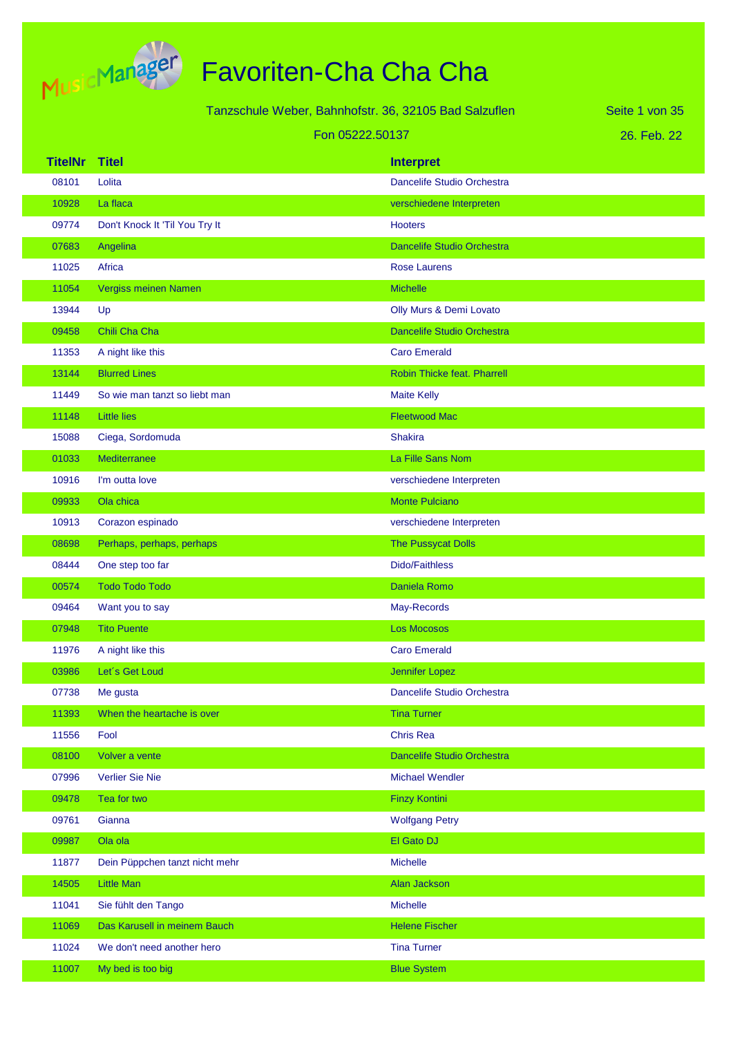# Favoriten-Cha Cha Cha

Tanzschule Weber, Bahnhofstr. 36, 32105 Bad Salzuflen

Fon 05222.50137

26. Feb. 22

| TitelNr | Titel | Interpret |
|---|---|---|
| 08101 | Lolita | Dancelife Studio Orchestra |
| 10928 | La flaca | verschiedene Interpreten |
| 09774 | Don't Knock It 'Til You Try It | Hooters |
| 07683 | Angelina | Dancelife Studio Orchestra |
| 11025 | Africa | Rose Laurens |
| 11054 | Vergiss meinen Namen | Michelle |
| 13944 | Up | Olly Murs & Demi Lovato |
| 09458 | Chili Cha Cha | Dancelife Studio Orchestra |
| 11353 | A night like this | Caro Emerald |
| 13144 | Blurred Lines | Robin Thicke feat. Pharrell |
| 11449 | So wie man tanzt so liebt man | Maite Kelly |
| 11148 | Little lies | Fleetwood Mac |
| 15088 | Ciega, Sordomuda | Shakira |
| 01033 | Mediterranee | La Fille Sans Nom |
| 10916 | I'm outta love | verschiedene Interpreten |
| 09933 | Ola chica | Monte Pulciano |
| 10913 | Corazon espinado | verschiedene Interpreten |
| 08698 | Perhaps, perhaps, perhaps | The Pussycat Dolls |
| 08444 | One step too far | Dido/Faithless |
| 00574 | Todo Todo Todo | Daniela Romo |
| 09464 | Want you to say | May-Records |
| 07948 | Tito Puente | Los Mocosos |
| 11976 | A night like this | Caro Emerald |
| 03986 | Let´s Get Loud | Jennifer Lopez |
| 07738 | Me gusta | Dancelife Studio Orchestra |
| 11393 | When the heartache is over | Tina Turner |
| 11556 | Fool | Chris Rea |
| 08100 | Volver a vente | Dancelife Studio Orchestra |
| 07996 | Verlier Sie Nie | Michael Wendler |
| 09478 | Tea for two | Finzy Kontini |
| 09761 | Gianna | Wolfgang Petry |
| 09987 | Ola ola | El Gato DJ |
| 11877 | Dein Püppchen tanzt nicht mehr | Michelle |
| 14505 | Little Man | Alan Jackson |
| 11041 | Sie fühlt den Tango | Michelle |
| 11069 | Das Karusell in meinem Bauch | Helene Fischer |
| 11024 | We don't need another hero | Tina Turner |
| 11007 | My bed is too big | Blue System |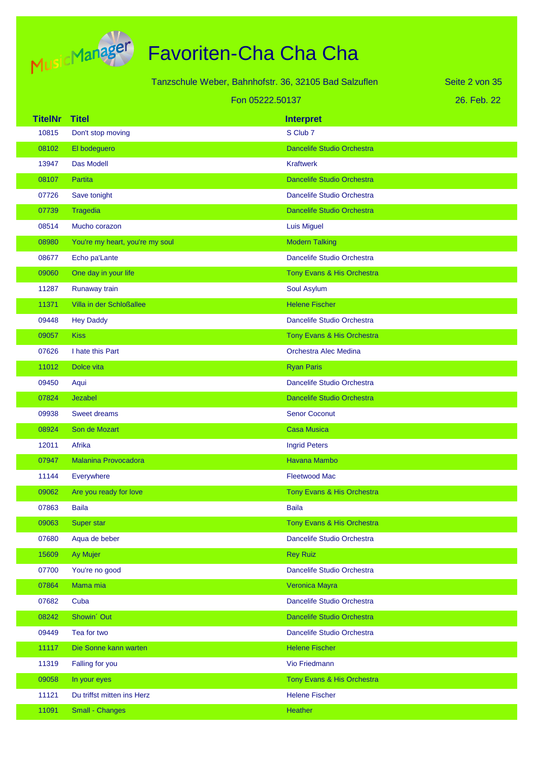# Favoriten-Cha Cha Cha

Tanzschule Weber, Bahnhofstr. 36, 32105 Bad Salzuflen

Fon 05222.50137

26. Feb. 22

| TitelNr | Titel | Interpret |
|---|---|---|
| 10815 | Don't stop moving | S Club 7 |
| 08102 | El bodeguero | Dancelife Studio Orchestra |
| 13947 | Das Modell | Kraftwerk |
| 08107 | Partita | Dancelife Studio Orchestra |
| 07726 | Save tonight | Dancelife Studio Orchestra |
| 07739 | Tragedia | Dancelife Studio Orchestra |
| 08514 | Mucho corazon | Luis Miguel |
| 08980 | You're my heart, you're my soul | Modern Talking |
| 08677 | Echo pa'Lante | Dancelife Studio Orchestra |
| 09060 | One day in your life | Tony Evans & His Orchestra |
| 11287 | Runaway train | Soul Asylum |
| 11371 | Villa in der Schloßallee | Helene Fischer |
| 09448 | Hey Daddy | Dancelife Studio Orchestra |
| 09057 | Kiss | Tony Evans & His Orchestra |
| 07626 | I hate this Part | Orchestra Alec Medina |
| 11012 | Dolce vita | Ryan Paris |
| 09450 | Aqui | Dancelife Studio Orchestra |
| 07824 | Jezabel | Dancelife Studio Orchestra |
| 09938 | Sweet dreams | Senor Coconut |
| 08924 | Son de Mozart | Casa Musica |
| 12011 | Afrika | Ingrid Peters |
| 07947 | Malanina Provocadora | Havana Mambo |
| 11144 | Everywhere | Fleetwood Mac |
| 09062 | Are you ready for love | Tony Evans & His Orchestra |
| 07863 | Baila | Baila |
| 09063 | Super star | Tony Evans & His Orchestra |
| 07680 | Aqua de beber | Dancelife Studio Orchestra |
| 15609 | Ay Mujer | Rey Ruiz |
| 07700 | You're no good | Dancelife Studio Orchestra |
| 07864 | Mama mia | Veronica Mayra |
| 07682 | Cuba | Dancelife Studio Orchestra |
| 08242 | Showin´ Out | Dancelife Studio Orchestra |
| 09449 | Tea for two | Dancelife Studio Orchestra |
| 11117 | Die Sonne kann warten | Helene Fischer |
| 11319 | Falling for you | Vio Friedmann |
| 09058 | In your eyes | Tony Evans & His Orchestra |
| 11121 | Du triffst mitten ins Herz | Helene Fischer |
| 11091 | Small - Changes | Heather |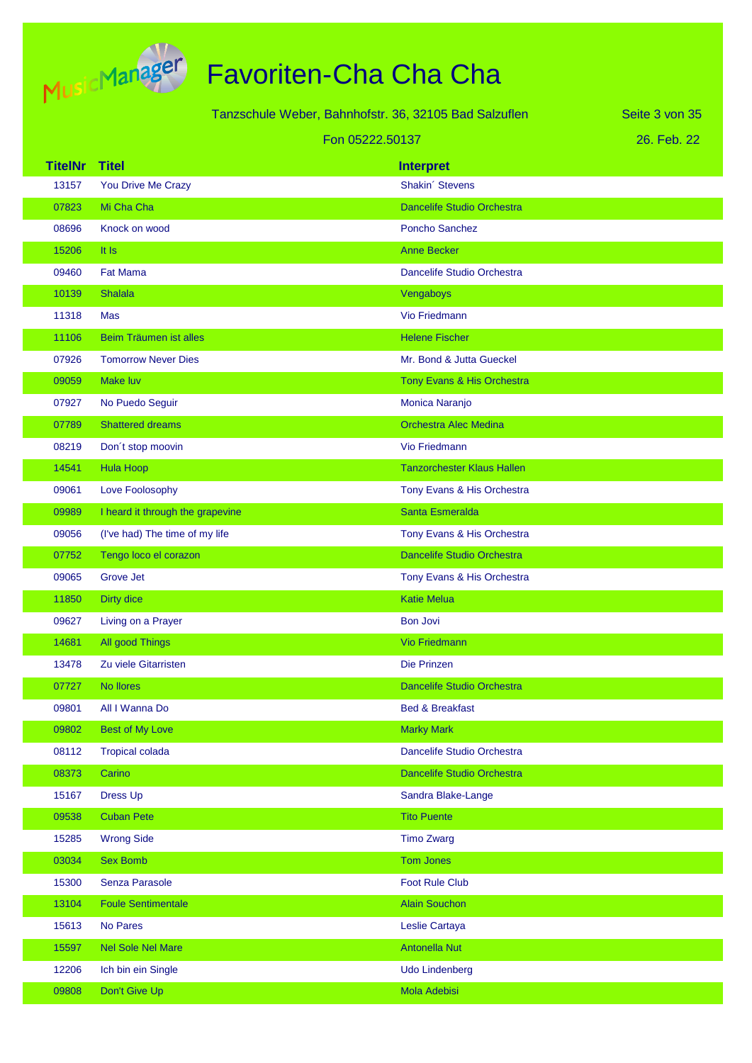# Favoriten-Cha Cha Cha

Tanzschule Weber, Bahnhofstr. 36, 32105 Bad Salzuflen

Fon 05222.50137

26. Feb. 22

| TitelNr | Titel | Interpret |
|---|---|---|
| 13157 | You Drive Me Crazy | Shakin´ Stevens |
| 07823 | Mi Cha Cha | Dancelife Studio Orchestra |
| 08696 | Knock on wood | Poncho Sanchez |
| 15206 | It Is | Anne Becker |
| 09460 | Fat Mama | Dancelife Studio Orchestra |
| 10139 | Shalala | Vengaboys |
| 11318 | Mas | Vio Friedmann |
| 11106 | Beim Träumen ist alles | Helene Fischer |
| 07926 | Tomorrow Never Dies | Mr. Bond & Jutta Gueckel |
| 09059 | Make luv | Tony Evans & His Orchestra |
| 07927 | No Puedo Seguir | Monica Naranjo |
| 07789 | Shattered dreams | Orchestra Alec Medina |
| 08219 | Don´t stop moovin | Vio Friedmann |
| 14541 | Hula Hoop | Tanzorchester Klaus Hallen |
| 09061 | Love Foolosophy | Tony Evans & His Orchestra |
| 09989 | I heard it through the grapevine | Santa Esmeralda |
| 09056 | (I've had) The time of my life | Tony Evans & His Orchestra |
| 07752 | Tengo loco el corazon | Dancelife Studio Orchestra |
| 09065 | Grove Jet | Tony Evans & His Orchestra |
| 11850 | Dirty dice | Katie Melua |
| 09627 | Living on a Prayer | Bon Jovi |
| 14681 | All good Things | Vio Friedmann |
| 13478 | Zu viele Gitarristen | Die Prinzen |
| 07727 | No llores | Dancelife Studio Orchestra |
| 09801 | All I Wanna Do | Bed & Breakfast |
| 09802 | Best of My Love | Marky Mark |
| 08112 | Tropical colada | Dancelife Studio Orchestra |
| 08373 | Carino | Dancelife Studio Orchestra |
| 15167 | Dress Up | Sandra Blake-Lange |
| 09538 | Cuban Pete | Tito Puente |
| 15285 | Wrong Side | Timo Zwarg |
| 03034 | Sex Bomb | Tom Jones |
| 15300 | Senza Parasole | Foot Rule Club |
| 13104 | Foule Sentimentale | Alain Souchon |
| 15613 | No Pares | Leslie Cartaya |
| 15597 | Nel Sole Nel Mare | Antonella Nut |
| 12206 | Ich bin ein Single | Udo Lindenberg |
| 09808 | Don't Give Up | Mola Adebisi |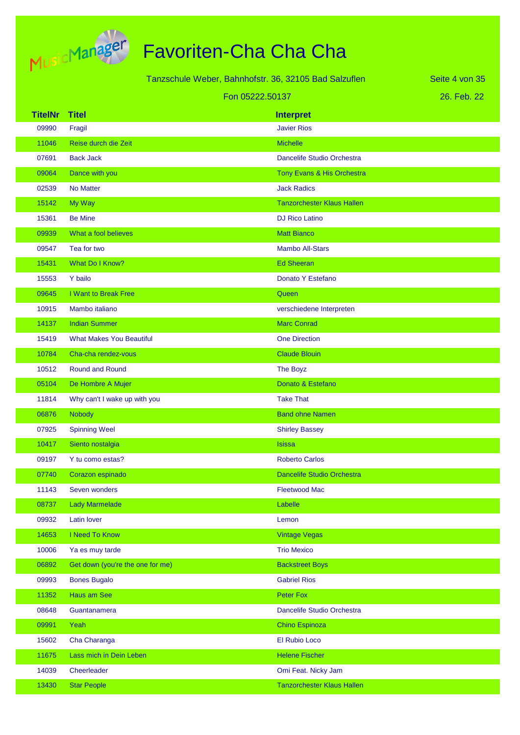# Favoriten-Cha Cha Cha

Tanzschule Weber, Bahnhofstr. 36, 32105 Bad Salzuflen

Fon 05222.50137

26. Feb. 22

| TitelNr | Titel | Interpret |
|---|---|---|
| 09990 | Fragil | Javier Rios |
| 11046 | Reise durch die Zeit | Michelle |
| 07691 | Back Jack | Dancelife Studio Orchestra |
| 09064 | Dance with you | Tony Evans & His Orchestra |
| 02539 | No Matter | Jack Radics |
| 15142 | My Way | Tanzorchester Klaus Hallen |
| 15361 | Be Mine | DJ Rico Latino |
| 09939 | What a fool believes | Matt Bianco |
| 09547 | Tea for two | Mambo All-Stars |
| 15431 | What Do I Know? | Ed Sheeran |
| 15553 | Y bailo | Donato Y Estefano |
| 09645 | I Want to Break Free | Queen |
| 10915 | Mambo italiano | verschiedene Interpreten |
| 14137 | Indian Summer | Marc Conrad |
| 15419 | What Makes You Beautiful | One Direction |
| 10784 | Cha-cha rendez-vous | Claude Blouin |
| 10512 | Round and Round | The Boyz |
| 05104 | De Hombre A Mujer | Donato & Estefano |
| 11814 | Why can't I wake up with you | Take That |
| 06876 | Nobody | Band ohne Namen |
| 07925 | Spinning Weel | Shirley Bassey |
| 10417 | Siento nostalgia | Isissa |
| 09197 | Y tu como estas? | Roberto Carlos |
| 07740 | Corazon espinado | Dancelife Studio Orchestra |
| 11143 | Seven wonders | Fleetwood Mac |
| 08737 | Lady Marmelade | Labelle |
| 09932 | Latin lover | Lemon |
| 14653 | I Need To Know | Vintage Vegas |
| 10006 | Ya es muy tarde | Trio Mexico |
| 06892 | Get down (you're the one for me) | Backstreet Boys |
| 09993 | Bones Bugalo | Gabriel Rios |
| 11352 | Haus am See | Peter Fox |
| 08648 | Guantanamera | Dancelife Studio Orchestra |
| 09991 | Yeah | Chino Espinoza |
| 15602 | Cha Charanga | El Rubio Loco |
| 11675 | Lass mich in Dein Leben | Helene Fischer |
| 14039 | Cheerleader | Omi Feat. Nicky Jam |
| 13430 | Star People | Tanzorchester Klaus Hallen |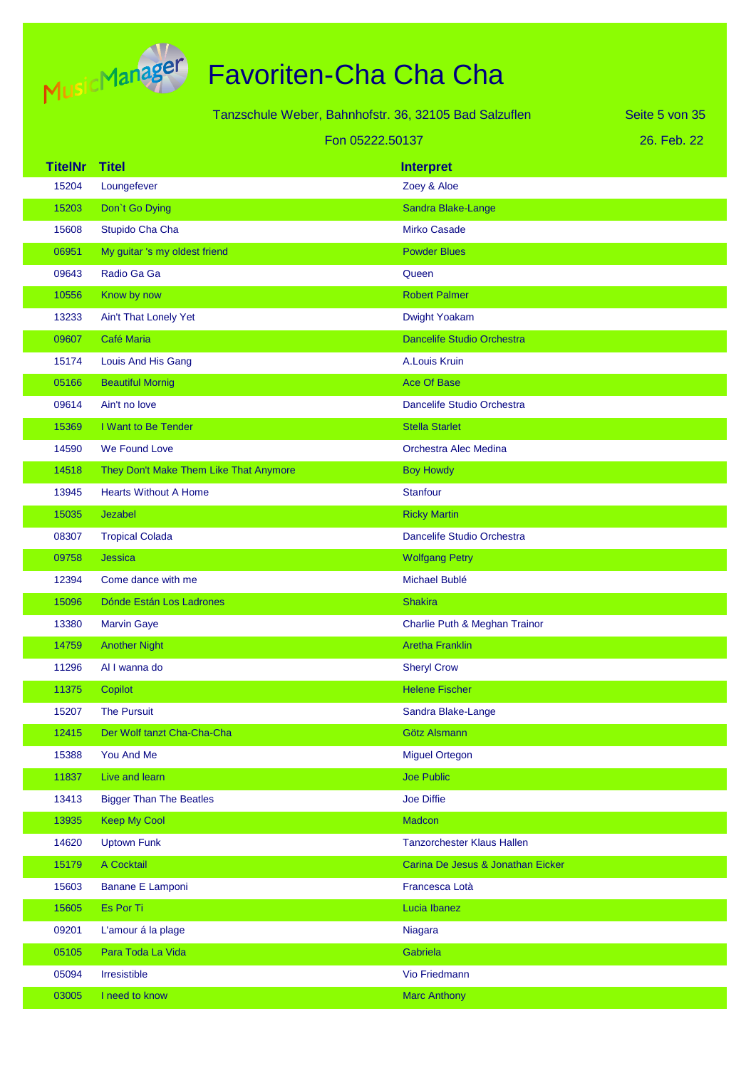# Favoriten-Cha Cha Cha

Tanzschule Weber, Bahnhofstr. 36, 32105 Bad Salzuflen

Fon 05222.50137

26. Feb. 22

| TitelNr | Titel | Interpret |
|---|---|---|
| 15204 | Loungefever | Zoey & Aloe |
| 15203 | Don`t Go Dying | Sandra Blake-Lange |
| 15608 | Stupido Cha Cha | Mirko Casade |
| 06951 | My guitar 's my oldest friend | Powder Blues |
| 09643 | Radio Ga Ga | Queen |
| 10556 | Know by now | Robert Palmer |
| 13233 | Ain't That Lonely Yet | Dwight Yoakam |
| 09607 | Café Maria | Dancelife Studio Orchestra |
| 15174 | Louis And His Gang | A.Louis Kruin |
| 05166 | Beautiful Mornig | Ace Of Base |
| 09614 | Ain't no love | Dancelife Studio Orchestra |
| 15369 | I Want to Be Tender | Stella Starlet |
| 14590 | We Found Love | Orchestra Alec Medina |
| 14518 | They Don't Make Them Like That Anymore | Boy Howdy |
| 13945 | Hearts Without A Home | Stanfour |
| 15035 | Jezabel | Ricky Martin |
| 08307 | Tropical Colada | Dancelife Studio Orchestra |
| 09758 | Jessica | Wolfgang Petry |
| 12394 | Come dance with me | Michael Bublé |
| 15096 | Dónde Están Los Ladrones | Shakira |
| 13380 | Marvin Gaye | Charlie Puth & Meghan Trainor |
| 14759 | Another Night | Aretha Franklin |
| 11296 | Al I wanna do | Sheryl Crow |
| 11375 | Copilot | Helene Fischer |
| 15207 | The Pursuit | Sandra Blake-Lange |
| 12415 | Der Wolf tanzt Cha-Cha-Cha | Götz Alsmann |
| 15388 | You And Me | Miguel Ortegon |
| 11837 | Live and learn | Joe Public |
| 13413 | Bigger Than The Beatles | Joe Diffie |
| 13935 | Keep My Cool | Madcon |
| 14620 | Uptown Funk | Tanzorchester Klaus Hallen |
| 15179 | A Cocktail | Carina De Jesus & Jonathan Eicker |
| 15603 | Banane E Lamponi | Francesca Lotà |
| 15605 | Es Por Ti | Lucia Ibanez |
| 09201 | L'amour á la plage | Niagara |
| 05105 | Para Toda La Vida | Gabriela |
| 05094 | Irresistible | Vio Friedmann |
| 03005 | I need to know | Marc Anthony |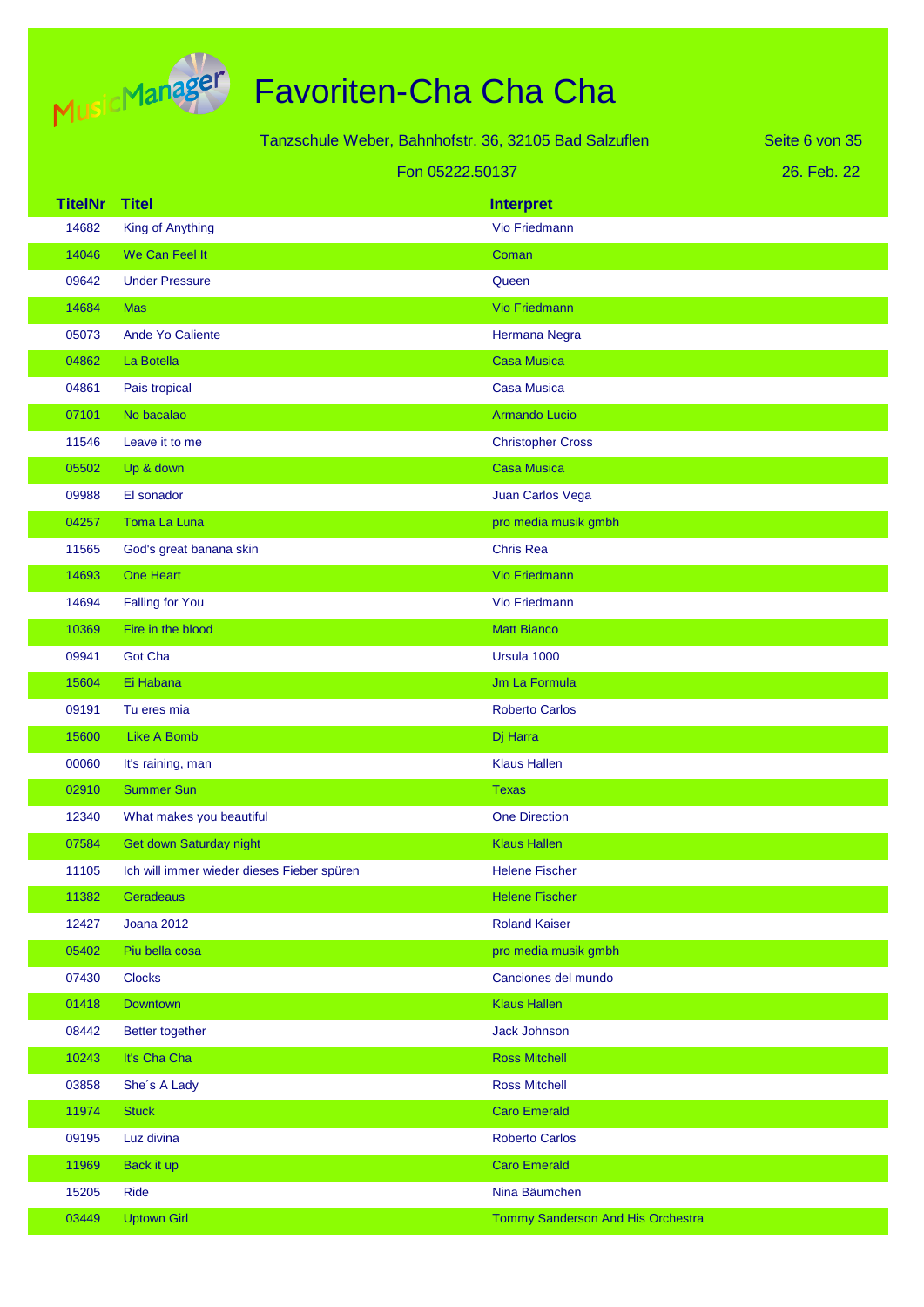# Favoriten-Cha Cha Cha

Tanzschule Weber, Bahnhofstr. 36, 32105 Bad Salzuflen

Fon 05222.50137

26. Feb. 22

| TitelNr | Titel | Interpret |
|---|---|---|
| 14682 | King of Anything | Vio Friedmann |
| 14046 | We Can Feel It | Coman |
| 09642 | Under Pressure | Queen |
| 14684 | Mas | Vio Friedmann |
| 05073 | Ande Yo Caliente | Hermana Negra |
| 04862 | La Botella | Casa Musica |
| 04861 | Pais tropical | Casa Musica |
| 07101 | No bacalao | Armando Lucio |
| 11546 | Leave it to me | Christopher Cross |
| 05502 | Up & down | Casa Musica |
| 09988 | El sonador | Juan Carlos Vega |
| 04257 | Toma La Luna | pro media musik gmbh |
| 11565 | God's great banana skin | Chris Rea |
| 14693 | One Heart | Vio Friedmann |
| 14694 | Falling for You | Vio Friedmann |
| 10369 | Fire in the blood | Matt Bianco |
| 09941 | Got Cha | Ursula 1000 |
| 15604 | Ei Habana | Jm La Formula |
| 09191 | Tu eres mia | Roberto Carlos |
| 15600 | Like A Bomb | Dj Harra |
| 00060 | It's raining, man | Klaus Hallen |
| 02910 | Summer Sun | Texas |
| 12340 | What makes you beautiful | One Direction |
| 07584 | Get down Saturday night | Klaus Hallen |
| 11105 | Ich will immer wieder dieses Fieber spüren | Helene Fischer |
| 11382 | Geradeaus | Helene Fischer |
| 12427 | Joana 2012 | Roland Kaiser |
| 05402 | Piu bella cosa | pro media musik gmbh |
| 07430 | Clocks | Canciones del mundo |
| 01418 | Downtown | Klaus Hallen |
| 08442 | Better together | Jack Johnson |
| 10243 | It's Cha Cha | Ross Mitchell |
| 03858 | She´s A Lady | Ross Mitchell |
| 11974 | Stuck | Caro Emerald |
| 09195 | Luz divina | Roberto Carlos |
| 11969 | Back it up | Caro Emerald |
| 15205 | Ride | Nina Bäumchen |
| 03449 | Uptown Girl | Tommy Sanderson And His Orchestra |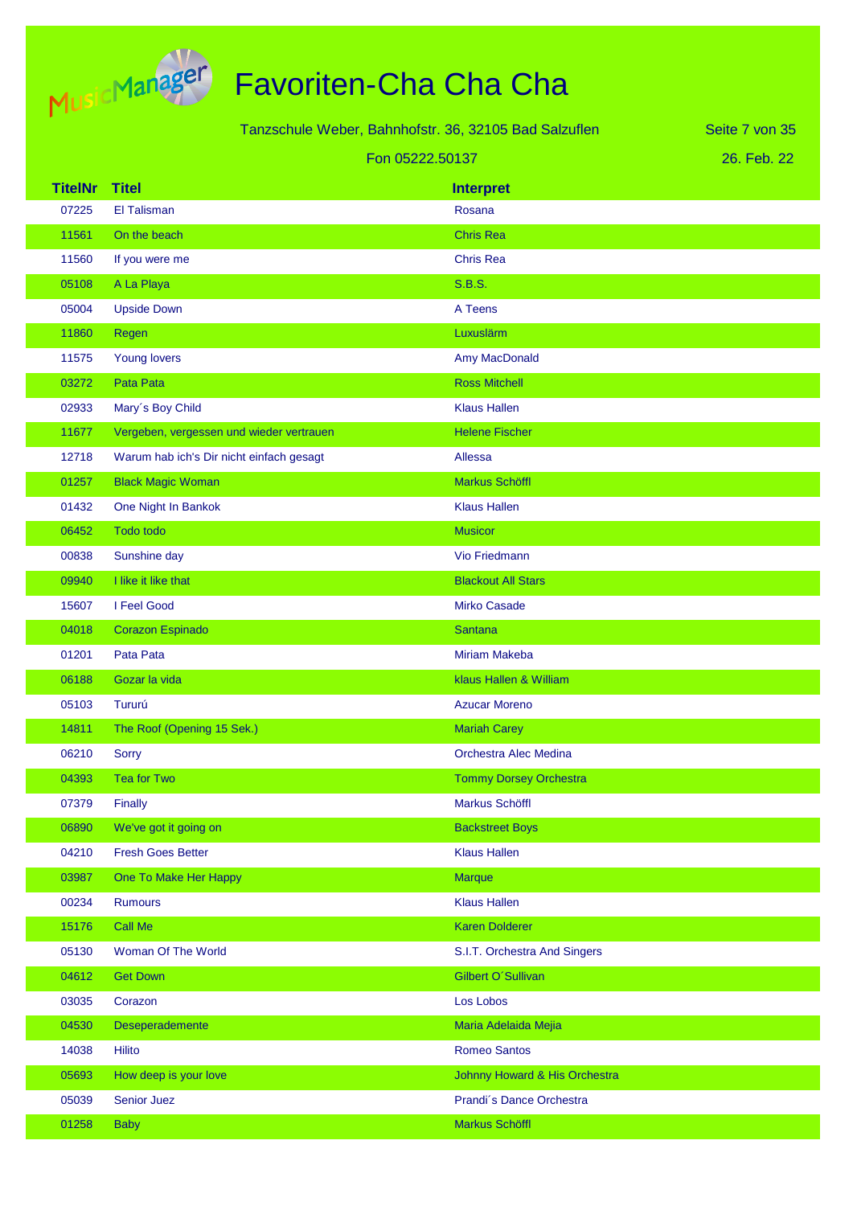# Favoriten-Cha Cha Cha

Tanzschule Weber, Bahnhofstr. 36, 32105 Bad Salzuflen

Fon 05222.50137

26. Feb. 22

| TitelNr | Titel | Interpret |
|---|---|---|
| 07225 | El Talisman | Rosana |
| 11561 | On the beach | Chris Rea |
| 11560 | If you were me | Chris Rea |
| 05108 | A La Playa | S.B.S. |
| 05004 | Upside Down | A Teens |
| 11860 | Regen | Luxuslärm |
| 11575 | Young lovers | Amy MacDonald |
| 03272 | Pata Pata | Ross Mitchell |
| 02933 | Mary´s Boy Child | Klaus Hallen |
| 11677 | Vergeben, vergessen und wieder vertrauen | Helene Fischer |
| 12718 | Warum hab ich's Dir nicht einfach gesagt | Allessa |
| 01257 | Black Magic Woman | Markus Schöffl |
| 01432 | One Night In Bankok | Klaus Hallen |
| 06452 | Todo todo | Musicor |
| 00838 | Sunshine day | Vio Friedmann |
| 09940 | I like it like that | Blackout All Stars |
| 15607 | I Feel Good | Mirko Casade |
| 04018 | Corazon Espinado | Santana |
| 01201 | Pata Pata | Miriam Makeba |
| 06188 | Gozar la vida | klaus Hallen & William |
| 05103 | Tururú | Azucar Moreno |
| 14811 | The Roof (Opening 15 Sek.) | Mariah Carey |
| 06210 | Sorry | Orchestra Alec Medina |
| 04393 | Tea for Two | Tommy Dorsey Orchestra |
| 07379 | Finally | Markus Schöffl |
| 06890 | We've got it going on | Backstreet Boys |
| 04210 | Fresh Goes Better | Klaus Hallen |
| 03987 | One To Make Her Happy | Marque |
| 00234 | Rumours | Klaus Hallen |
| 15176 | Call Me | Karen Dolderer |
| 05130 | Woman Of The World | S.I.T. Orchestra And Singers |
| 04612 | Get Down | Gilbert O´Sullivan |
| 03035 | Corazon | Los Lobos |
| 04530 | Deseperademente | Maria Adelaida Mejia |
| 14038 | Hilito | Romeo Santos |
| 05693 | How deep is your love | Johnny Howard & His Orchestra |
| 05039 | Senior Juez | Prandi´s Dance Orchestra |
| 01258 | Baby | Markus Schöffl |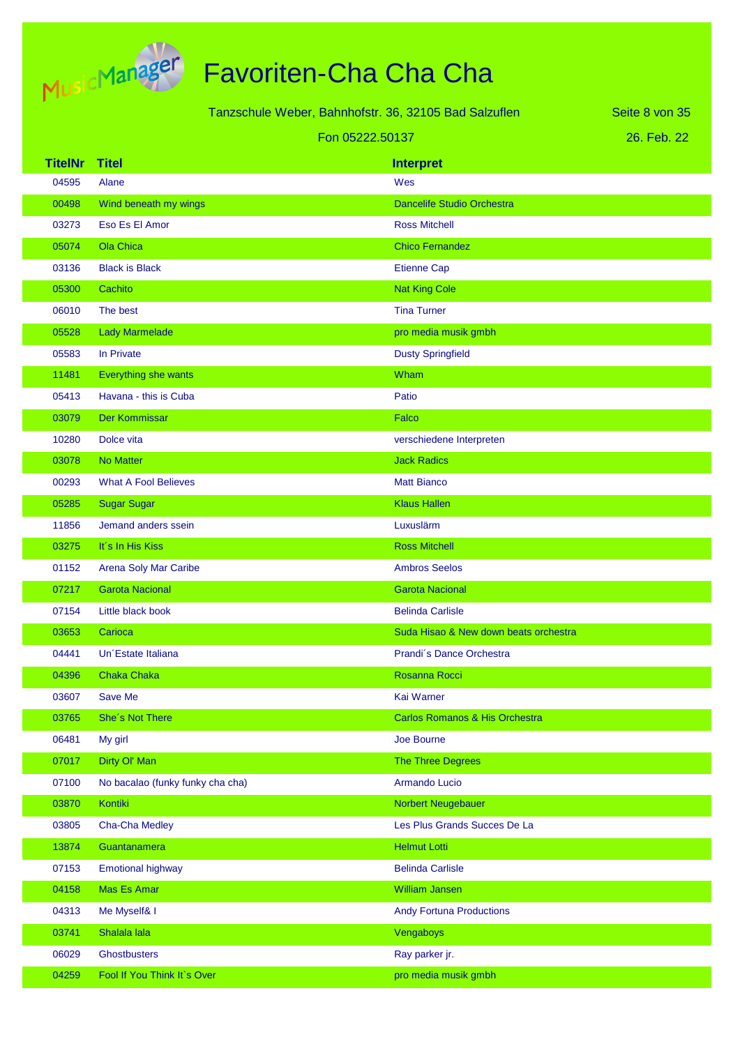# Favoriten-Cha Cha Cha

Tanzschule Weber, Bahnhofstr. 36, 32105 Bad Salzuflen

Fon 05222.50137

26. Feb. 22

| TitelNr | Titel | Interpret |
|---|---|---|
| 04595 | Alane | Wes |
| 00498 | Wind beneath my wings | Dancelife Studio Orchestra |
| 03273 | Eso Es El Amor | Ross Mitchell |
| 05074 | Ola Chica | Chico Fernandez |
| 03136 | Black is Black | Etienne Cap |
| 05300 | Cachito | Nat King Cole |
| 06010 | The best | Tina Turner |
| 05528 | Lady Marmelade | pro media musik gmbh |
| 05583 | In Private | Dusty Springfield |
| 11481 | Everything she wants | Wham |
| 05413 | Havana - this is Cuba | Patio |
| 03079 | Der Kommissar | Falco |
| 10280 | Dolce vita | verschiedene Interpreten |
| 03078 | No Matter | Jack Radics |
| 00293 | What A Fool Believes | Matt Bianco |
| 05285 | Sugar Sugar | Klaus Hallen |
| 11856 | Jemand anders ssein | Luxuslärm |
| 03275 | It´s In His Kiss | Ross Mitchell |
| 01152 | Arena Soly Mar Caribe | Ambros Seelos |
| 07217 | Garota Nacional | Garota Nacional |
| 07154 | Little black book | Belinda Carlisle |
| 03653 | Carioca | Suda Hisao & New down beats orchestra |
| 04441 | Un´Estate Italiana | Prandi´s Dance Orchestra |
| 04396 | Chaka Chaka | Rosanna Rocci |
| 03607 | Save Me | Kai Warner |
| 03765 | She´s Not There | Carlos Romanos & His Orchestra |
| 06481 | My girl | Joe Bourne |
| 07017 | Dirty Ol' Man | The Three Degrees |
| 07100 | No bacalao (funky funky cha cha) | Armando Lucio |
| 03870 | Kontiki | Norbert Neugebauer |
| 03805 | Cha-Cha Medley | Les Plus Grands Succes De La |
| 13874 | Guantanamera | Helmut Lotti |
| 07153 | Emotional highway | Belinda Carlisle |
| 04158 | Mas Es Amar | William Jansen |
| 04313 | Me Myself& I | Andy Fortuna Productions |
| 03741 | Shalala lala | Vengaboys |
| 06029 | Ghostbusters | Ray parker jr. |
| 04259 | Fool If You Think It`s Over | pro media musik gmbh |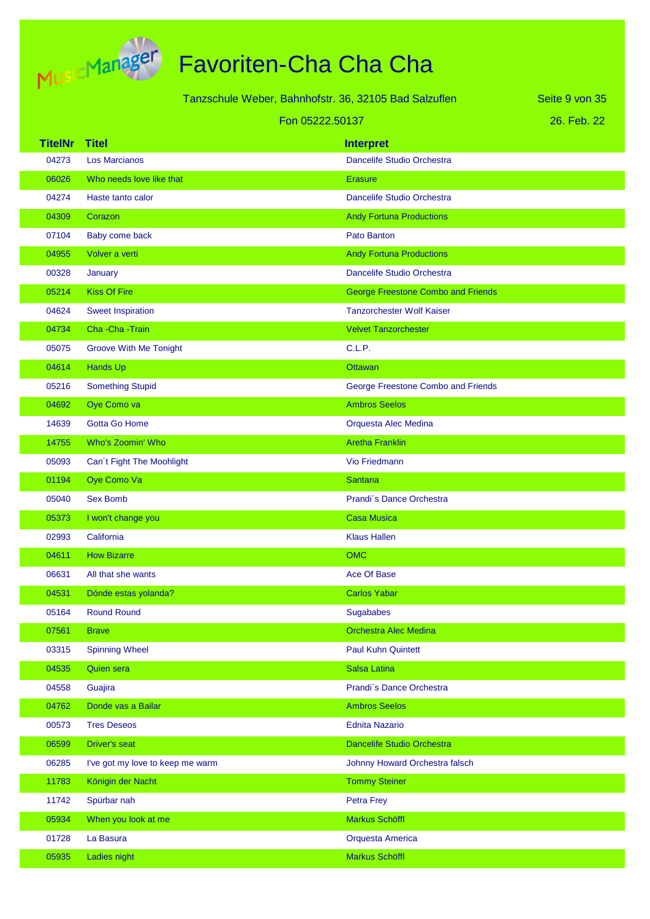# Favoriten-Cha Cha Cha

Tanzschule Weber, Bahnhofstr. 36, 32105 Bad Salzuflen

Fon 05222.50137

26. Feb. 22

| TitelNr | Titel | Interpret |
|---|---|---|
| 04273 | Los Marcianos | Dancelife Studio Orchestra |
| 06026 | Who needs love like that | Erasure |
| 04274 | Haste tanto calor | Dancelife Studio Orchestra |
| 04309 | Corazon | Andy Fortuna Productions |
| 07104 | Baby come back | Pato Banton |
| 04955 | Volver a verti | Andy Fortuna Productions |
| 00328 | January | Dancelife Studio Orchestra |
| 05214 | Kiss Of Fire | George Freestone Combo and Friends |
| 04624 | Sweet Inspiration | Tanzorchester Wolf Kaiser |
| 04734 | Cha -Cha -Train | Velvet Tanzorchester |
| 05075 | Groove With Me Tonight | C.L.P. |
| 04614 | Hands Up | Ottawan |
| 05216 | Something Stupid | George Freestone Combo and Friends |
| 04692 | Oye Como va | Ambros Seelos |
| 14639 | Gotta Go Home | Orquesta Alec Medina |
| 14755 | Who's Zoomin' Who | Aretha Franklin |
| 05093 | Can´t Fight The Moohlight | Vio Friedmann |
| 01194 | Oye Como Va | Santana |
| 05040 | Sex Bomb | Prandi´s Dance Orchestra |
| 05373 | I won't change you | Casa Musica |
| 02993 | California | Klaus Hallen |
| 04611 | How Bizarre | OMC |
| 06631 | All that she wants | Ace Of Base |
| 04531 | Dónde estas yolanda? | Carlos Yabar |
| 05164 | Round Round | Sugababes |
| 07561 | Brave | Orchestra Alec Medina |
| 03315 | Spinning Wheel | Paul Kuhn Quintett |
| 04535 | Quien sera | Salsa Latina |
| 04558 | Guajira | Prandi´s Dance Orchestra |
| 04762 | Donde vas a Bailar | Ambros Seelos |
| 00573 | Tres Deseos | Ednita Nazario |
| 06599 | Driver's seat | Dancelife Studio Orchestra |
| 06285 | I've got my love to keep me warm | Johnny Howard Orchestra falsch |
| 11783 | Königin der Nacht | Tommy Steiner |
| 11742 | Spürbar nah | Petra Frey |
| 05934 | When you look at me | Markus Schöffl |
| 01728 | La Basura | Orquesta America |
| 05935 | Ladies night | Markus Schöffl |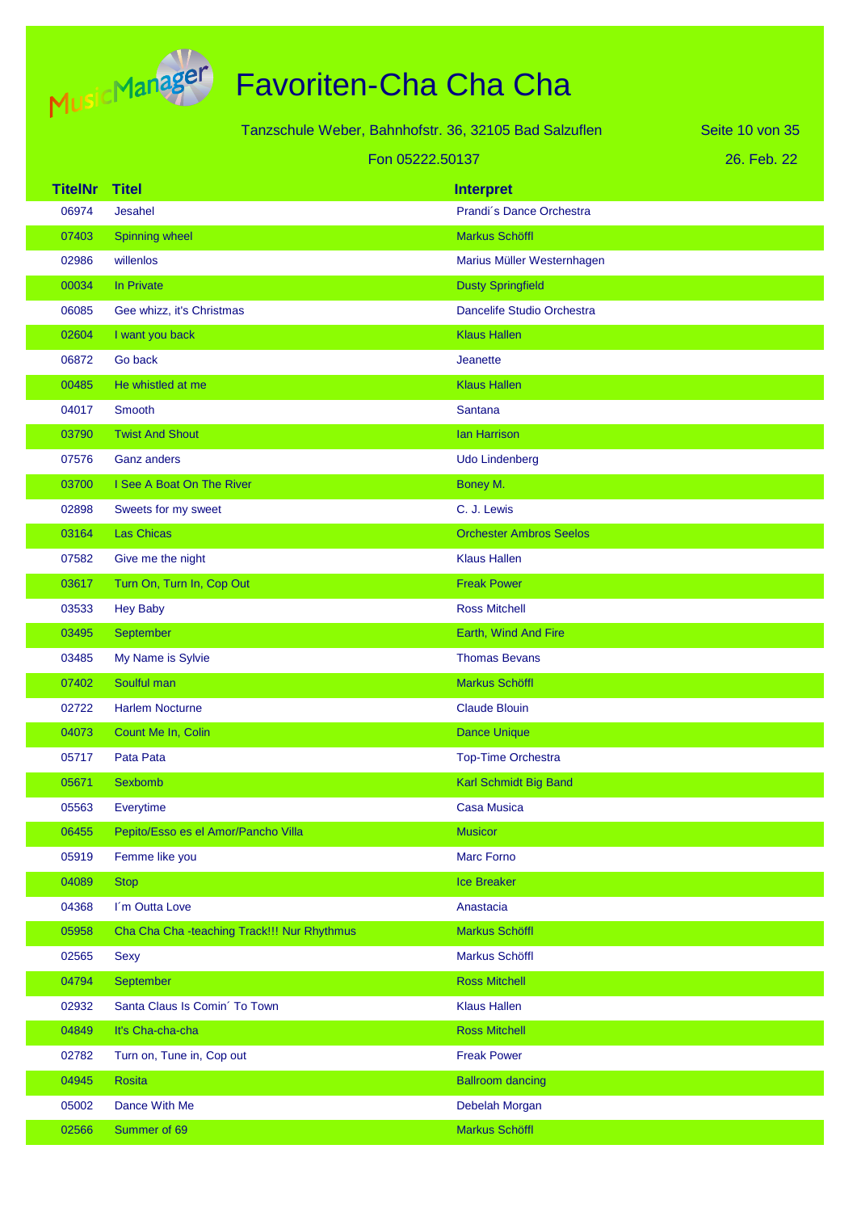# Favoriten-Cha Cha Cha

Tanzschule Weber, Bahnhofstr. 36, 32105 Bad Salzuflen

Fon 05222.50137

26. Feb. 22

| TitelNr | Titel | Interpret |
|---|---|---|
| 06974 | Jesahel | Prandi´s Dance Orchestra |
| 07403 | Spinning wheel | Markus Schöffl |
| 02986 | willenlos | Marius Müller Westernhagen |
| 00034 | In Private | Dusty Springfield |
| 06085 | Gee whizz, it's Christmas | Dancelife Studio Orchestra |
| 02604 | I want you back | Klaus Hallen |
| 06872 | Go back | Jeanette |
| 00485 | He whistled at me | Klaus Hallen |
| 04017 | Smooth | Santana |
| 03790 | Twist And Shout | Ian Harrison |
| 07576 | Ganz anders | Udo Lindenberg |
| 03700 | I See A Boat On The River | Boney M. |
| 02898 | Sweets for my sweet | C. J. Lewis |
| 03164 | Las Chicas | Orchester Ambros Seelos |
| 07582 | Give me the night | Klaus Hallen |
| 03617 | Turn On, Turn In, Cop Out | Freak Power |
| 03533 | Hey Baby | Ross Mitchell |
| 03495 | September | Earth, Wind And Fire |
| 03485 | My Name is Sylvie | Thomas Bevans |
| 07402 | Soulful man | Markus Schöffl |
| 02722 | Harlem Nocturne | Claude Blouin |
| 04073 | Count Me In, Colin | Dance Unique |
| 05717 | Pata Pata | Top-Time Orchestra |
| 05671 | Sexbomb | Karl Schmidt Big Band |
| 05563 | Everytime | Casa Musica |
| 06455 | Pepito/Esso es el Amor/Pancho Villa | Musicor |
| 05919 | Femme like you | Marc Forno |
| 04089 | Stop | Ice Breaker |
| 04368 | I´m Outta Love | Anastacia |
| 05958 | Cha Cha Cha -teaching Track!!! Nur Rhythmus | Markus Schöffl |
| 02565 | Sexy | Markus Schöffl |
| 04794 | September | Ross Mitchell |
| 02932 | Santa Claus Is Comin´ To Town | Klaus Hallen |
| 04849 | It's Cha-cha-cha | Ross Mitchell |
| 02782 | Turn on, Tune in, Cop out | Freak Power |
| 04945 | Rosita | Ballroom dancing |
| 05002 | Dance With Me | Debelah Morgan |
| 02566 | Summer of 69 | Markus Schöffl |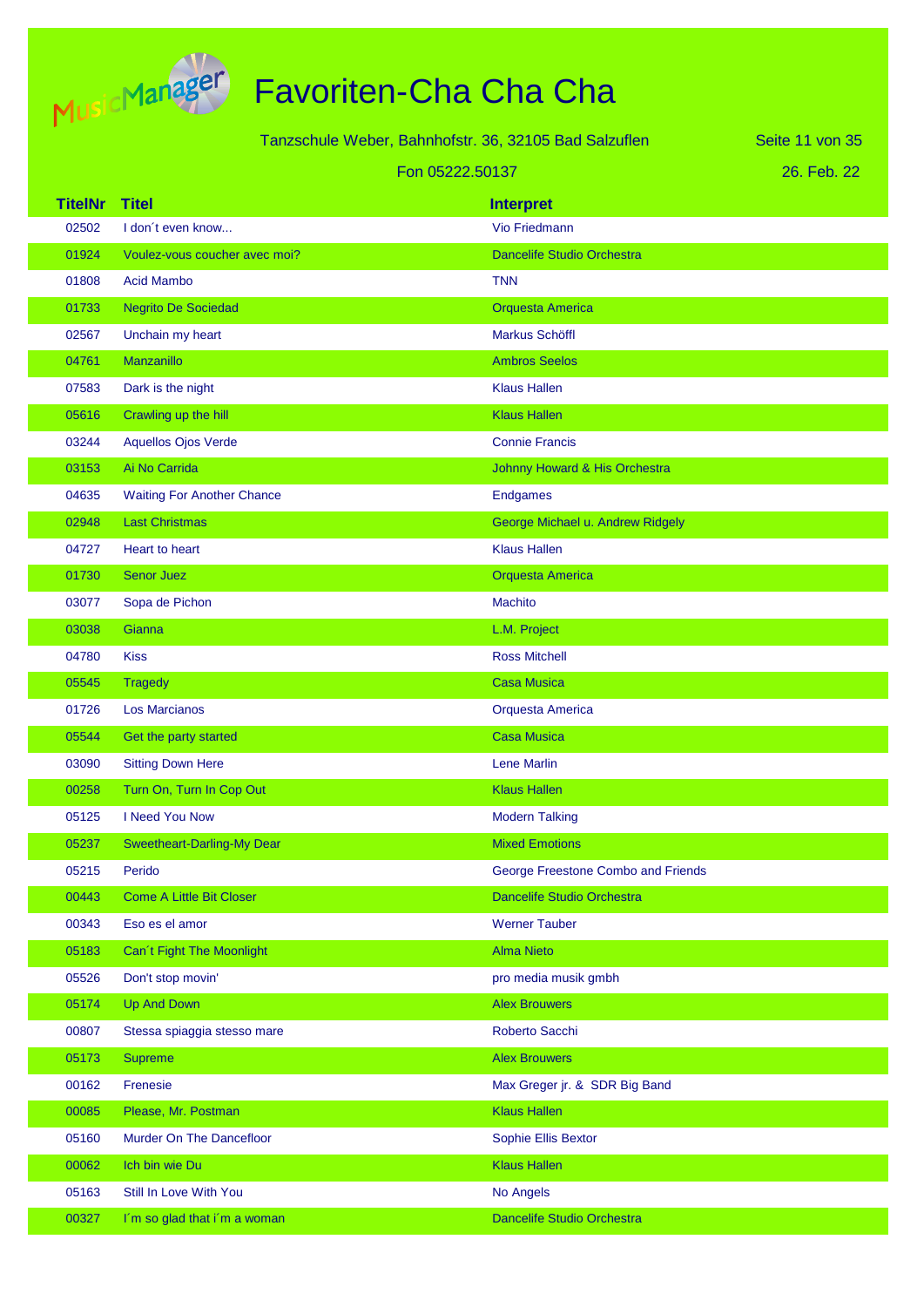# Favoriten-Cha Cha Cha

Tanzschule Weber, Bahnhofstr. 36, 32105 Bad Salzuflen

Fon 05222.50137

26. Feb. 22

| TitelNr | Titel | Interpret |
|---|---|---|
| 02502 | I don´t even know... | Vio Friedmann |
| 01924 | Voulez-vous coucher avec moi? | Dancelife Studio Orchestra |
| 01808 | Acid Mambo | TNN |
| 01733 | Negrito De Sociedad | Orquesta America |
| 02567 | Unchain my heart | Markus Schöffl |
| 04761 | Manzanillo | Ambros Seelos |
| 07583 | Dark is the night | Klaus Hallen |
| 05616 | Crawling up the hill | Klaus Hallen |
| 03244 | Aquellos Ojos Verde | Connie Francis |
| 03153 | Ai No Carrida | Johnny Howard & His Orchestra |
| 04635 | Waiting For Another Chance | Endgames |
| 02948 | Last Christmas | George Michael u. Andrew Ridgely |
| 04727 | Heart to heart | Klaus Hallen |
| 01730 | Senor Juez | Orquesta America |
| 03077 | Sopa de Pichon | Machito |
| 03038 | Gianna | L.M. Project |
| 04780 | Kiss | Ross Mitchell |
| 05545 | Tragedy | Casa Musica |
| 01726 | Los Marcianos | Orquesta America |
| 05544 | Get the party started | Casa Musica |
| 03090 | Sitting Down Here | Lene Marlin |
| 00258 | Turn On, Turn In Cop Out | Klaus Hallen |
| 05125 | I Need You Now | Modern Talking |
| 05237 | Sweetheart-Darling-My Dear | Mixed Emotions |
| 05215 | Perido | George Freestone Combo and Friends |
| 00443 | Come A Little Bit Closer | Dancelife Studio Orchestra |
| 00343 | Eso es el amor | Werner Tauber |
| 05183 | Can´t Fight The Moonlight | Alma Nieto |
| 05526 | Don't stop movin' | pro media musik gmbh |
| 05174 | Up And Down | Alex Brouwers |
| 00807 | Stessa spiaggia stesso mare | Roberto Sacchi |
| 05173 | Supreme | Alex Brouwers |
| 00162 | Frenesie | Max Greger jr. & SDR Big Band |
| 00085 | Please, Mr. Postman | Klaus Hallen |
| 05160 | Murder On The Dancefloor | Sophie Ellis Bextor |
| 00062 | Ich bin wie Du | Klaus Hallen |
| 05163 | Still In Love With You | No Angels |
| 00327 | I´m so glad that i´m a woman | Dancelife Studio Orchestra |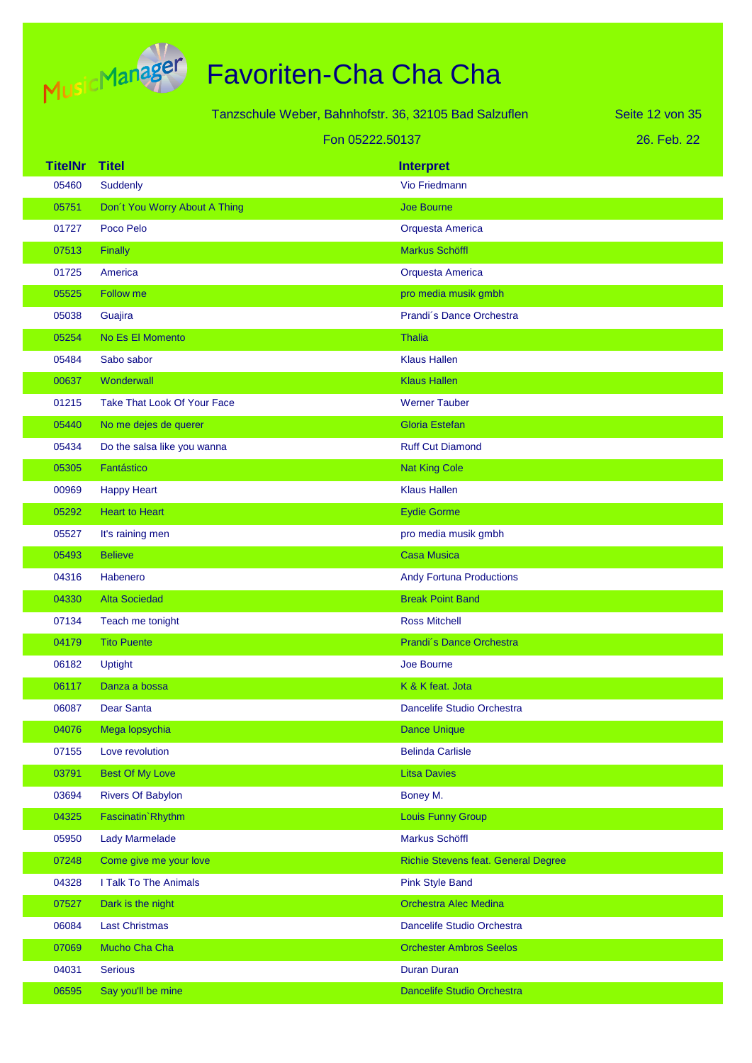# Favoriten-Cha Cha Cha

Tanzschule Weber, Bahnhofstr. 36, 32105 Bad Salzuflen

Fon 05222.50137

26. Feb. 22

| TitelNr | Titel | Interpret |
|---|---|---|
| 05460 | Suddenly | Vio Friedmann |
| 05751 | Don´t You Worry About A Thing | Joe Bourne |
| 01727 | Poco Pelo | Orquesta America |
| 07513 | Finally | Markus Schöffl |
| 01725 | America | Orquesta America |
| 05525 | Follow me | pro media musik gmbh |
| 05038 | Guajira | Prandi´s Dance Orchestra |
| 05254 | No Es El Momento | Thalia |
| 05484 | Sabo sabor | Klaus Hallen |
| 00637 | Wonderwall | Klaus Hallen |
| 01215 | Take That Look Of Your Face | Werner Tauber |
| 05440 | No me dejes de querer | Gloria Estefan |
| 05434 | Do the salsa like you wanna | Ruff Cut Diamond |
| 05305 | Fantástico | Nat King Cole |
| 00969 | Happy Heart | Klaus Hallen |
| 05292 | Heart to Heart | Eydie Gorme |
| 05527 | It's raining men | pro media musik gmbh |
| 05493 | Believe | Casa Musica |
| 04316 | Habenero | Andy Fortuna Productions |
| 04330 | Alta Sociedad | Break Point Band |
| 07134 | Teach me tonight | Ross Mitchell |
| 04179 | Tito Puente | Prandi´s Dance Orchestra |
| 06182 | Uptight | Joe Bourne |
| 06117 | Danza a bossa | K & K feat. Jota |
| 06087 | Dear Santa | Dancelife Studio Orchestra |
| 04076 | Mega lopsychia | Dance Unique |
| 07155 | Love revolution | Belinda Carlisle |
| 03791 | Best Of My Love | Litsa Davies |
| 03694 | Rivers Of Babylon | Boney M. |
| 04325 | Fascinatin`Rhythm | Louis Funny Group |
| 05950 | Lady Marmelade | Markus Schöffl |
| 07248 | Come give me your love | Richie Stevens feat. General Degree |
| 04328 | I Talk To The Animals | Pink Style Band |
| 07527 | Dark is the night | Orchestra Alec Medina |
| 06084 | Last Christmas | Dancelife Studio Orchestra |
| 07069 | Mucho Cha Cha | Orchester Ambros Seelos |
| 04031 | Serious | Duran Duran |
| 06595 | Say you'll be mine | Dancelife Studio Orchestra |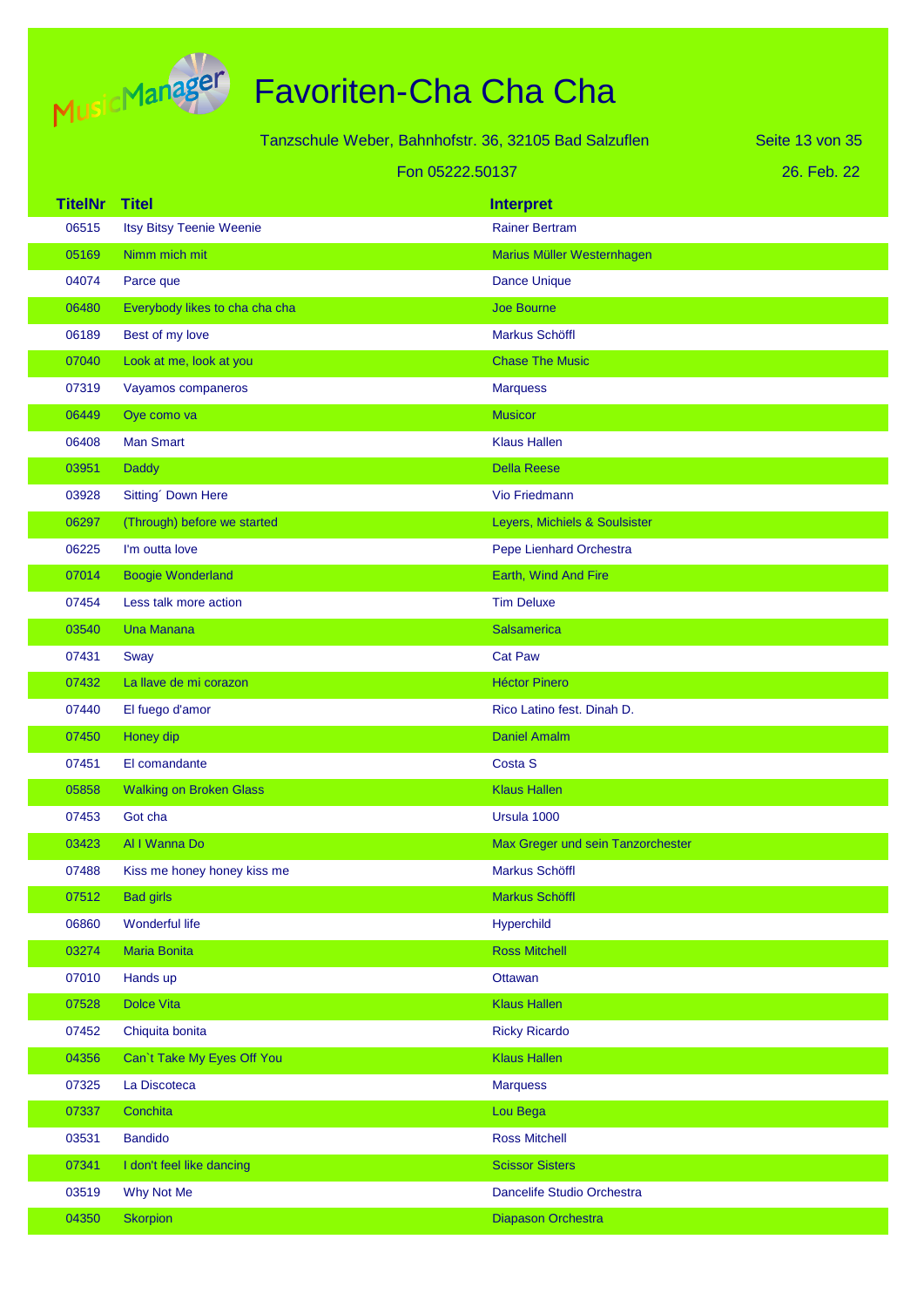# Favoriten-Cha Cha Cha

Tanzschule Weber, Bahnhofstr. 36, 32105 Bad Salzuflen

Fon 05222.50137

26. Feb. 22

| TitelNr | Titel | Interpret |
|---|---|---|
| 06515 | Itsy Bitsy Teenie Weenie | Rainer Bertram |
| 05169 | Nimm mich mit | Marius Müller Westernhagen |
| 04074 | Parce que | Dance Unique |
| 06480 | Everybody likes to cha cha cha | Joe Bourne |
| 06189 | Best of my love | Markus Schöffl |
| 07040 | Look at me, look at you | Chase The Music |
| 07319 | Vayamos companeros | Marquess |
| 06449 | Oye como va | Musicor |
| 06408 | Man Smart | Klaus Hallen |
| 03951 | Daddy | Della Reese |
| 03928 | Sitting´ Down Here | Vio Friedmann |
| 06297 | (Through) before we started | Leyers, Michiels & Soulsister |
| 06225 | I'm outta love | Pepe Lienhard Orchestra |
| 07014 | Boogie Wonderland | Earth, Wind And Fire |
| 07454 | Less talk more action | Tim Deluxe |
| 03540 | Una Manana | Salsamerica |
| 07431 | Sway | Cat Paw |
| 07432 | La llave de mi corazon | Héctor Pinero |
| 07440 | El fuego d'amor | Rico Latino fest. Dinah D. |
| 07450 | Honey dip | Daniel Amalm |
| 07451 | El comandante | Costa S |
| 05858 | Walking on Broken Glass | Klaus Hallen |
| 07453 | Got cha | Ursula 1000 |
| 03423 | Al I Wanna Do | Max Greger und sein Tanzorchester |
| 07488 | Kiss me honey honey kiss me | Markus Schöffl |
| 07512 | Bad girls | Markus Schöffl |
| 06860 | Wonderful life | Hyperchild |
| 03274 | Maria Bonita | Ross Mitchell |
| 07010 | Hands up | Ottawan |
| 07528 | Dolce Vita | Klaus Hallen |
| 07452 | Chiquita bonita | Ricky Ricardo |
| 04356 | Can`t Take My Eyes Off You | Klaus Hallen |
| 07325 | La Discoteca | Marquess |
| 07337 | Conchita | Lou Bega |
| 03531 | Bandido | Ross Mitchell |
| 07341 | I don't feel like dancing | Scissor Sisters |
| 03519 | Why Not Me | Dancelife Studio Orchestra |
| 04350 | Skorpion | Diapason Orchestra |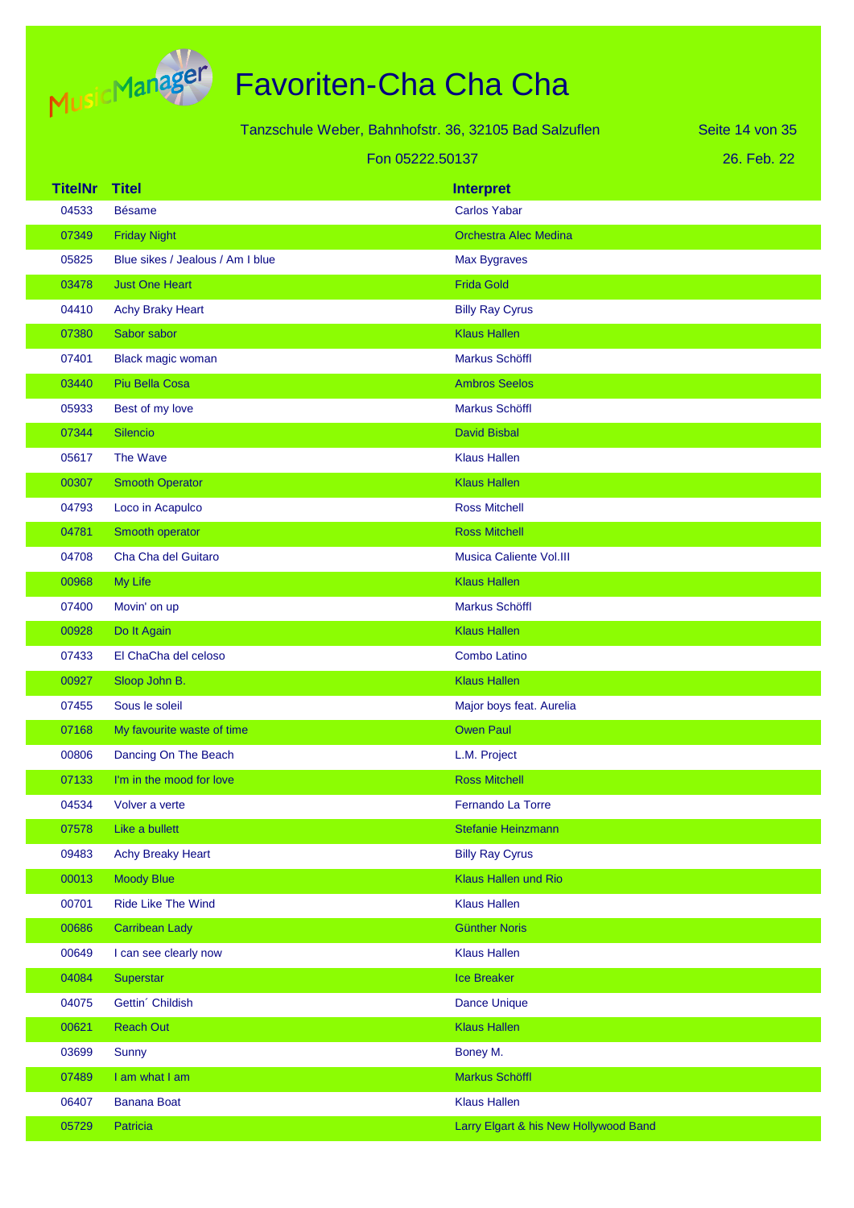# Favoriten-Cha Cha Cha

Tanzschule Weber, Bahnhofstr. 36, 32105 Bad Salzuflen

Fon 05222.50137

26. Feb. 22

| TitelNr | Titel | Interpret |
|---|---|---|
| 04533 | Bésame | Carlos Yabar |
| 07349 | Friday Night | Orchestra Alec Medina |
| 05825 | Blue sikes / Jealous / Am I blue | Max Bygraves |
| 03478 | Just One Heart | Frida Gold |
| 04410 | Achy Braky Heart | Billy Ray Cyrus |
| 07380 | Sabor sabor | Klaus Hallen |
| 07401 | Black magic woman | Markus Schöffl |
| 03440 | Piu Bella Cosa | Ambros Seelos |
| 05933 | Best of my love | Markus Schöffl |
| 07344 | Silencio | David Bisbal |
| 05617 | The Wave | Klaus Hallen |
| 00307 | Smooth Operator | Klaus Hallen |
| 04793 | Loco in Acapulco | Ross Mitchell |
| 04781 | Smooth operator | Ross Mitchell |
| 04708 | Cha Cha del Guitaro | Musica Caliente Vol.III |
| 00968 | My Life | Klaus Hallen |
| 07400 | Movin' on up | Markus Schöffl |
| 00928 | Do It Again | Klaus Hallen |
| 07433 | El ChaCha del celoso | Combo Latino |
| 00927 | Sloop John B. | Klaus Hallen |
| 07455 | Sous le soleil | Major boys feat. Aurelia |
| 07168 | My favourite waste of time | Owen Paul |
| 00806 | Dancing On The Beach | L.M. Project |
| 07133 | I'm in the mood for love | Ross Mitchell |
| 04534 | Volver a verte | Fernando La Torre |
| 07578 | Like a bullett | Stefanie Heinzmann |
| 09483 | Achy Breaky Heart | Billy Ray Cyrus |
| 00013 | Moody Blue | Klaus Hallen und Rio |
| 00701 | Ride Like The Wind | Klaus Hallen |
| 00686 | Carribean Lady | Günther Noris |
| 00649 | I can see clearly now | Klaus Hallen |
| 04084 | Superstar | Ice Breaker |
| 04075 | Gettin´ Childish | Dance Unique |
| 00621 | Reach Out | Klaus Hallen |
| 03699 | Sunny | Boney M. |
| 07489 | I am what I am | Markus Schöffl |
| 06407 | Banana Boat | Klaus Hallen |
| 05729 | Patricia | Larry Elgart & his New Hollywood Band |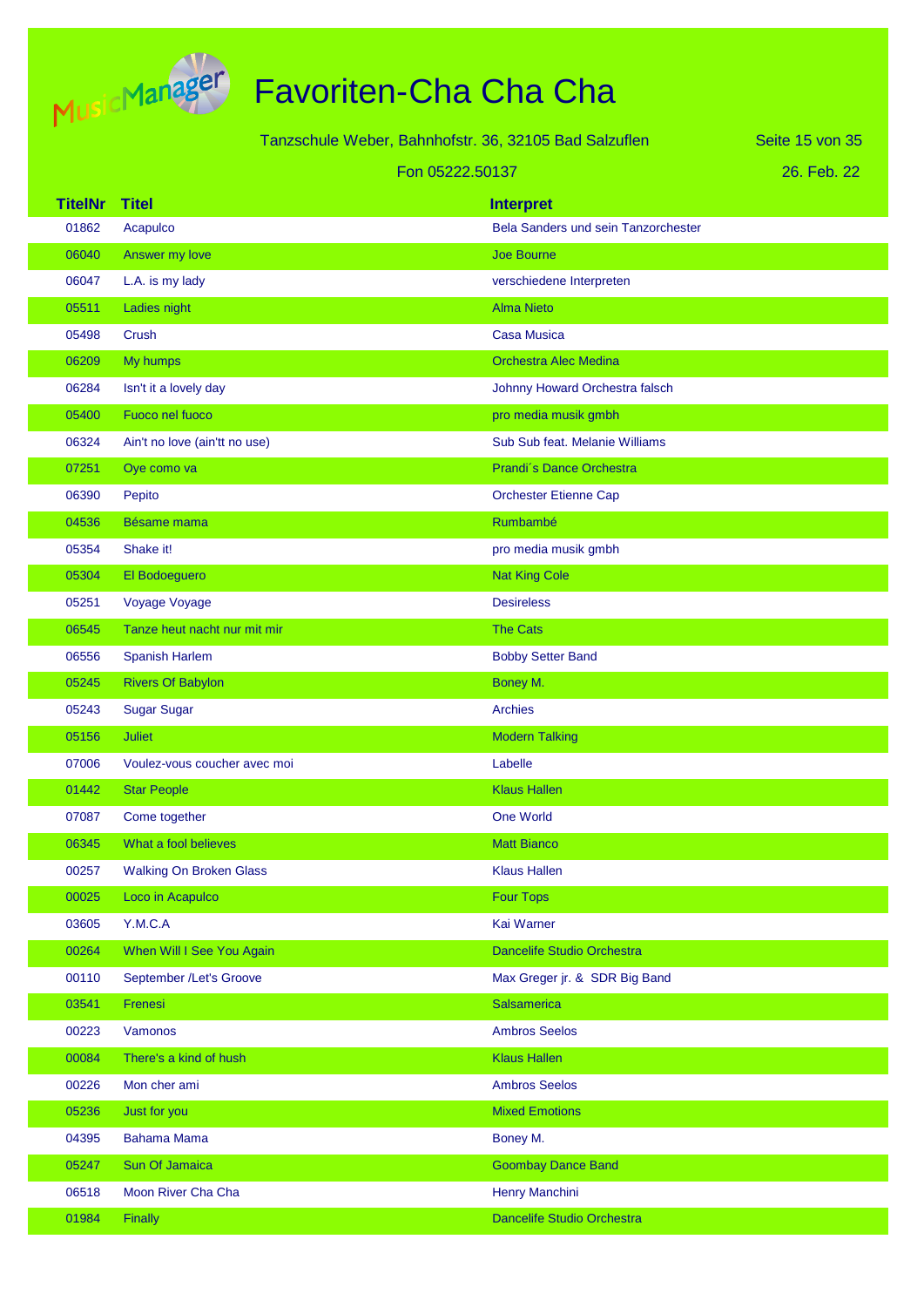# Favoriten-Cha Cha Cha

Tanzschule Weber, Bahnhofstr. 36, 32105 Bad Salzuflen

Fon 05222.50137

26. Feb. 22

| TitelNr | Titel | Interpret |
|---|---|---|
| 01862 | Acapulco | Bela Sanders und sein Tanzorchester |
| 06040 | Answer my love | Joe Bourne |
| 06047 | L.A. is my lady | verschiedene Interpreten |
| 05511 | Ladies night | Alma Nieto |
| 05498 | Crush | Casa Musica |
| 06209 | My humps | Orchestra Alec Medina |
| 06284 | Isn't it a lovely day | Johnny Howard Orchestra falsch |
| 05400 | Fuoco nel fuoco | pro media musik gmbh |
| 06324 | Ain't no love (ain'tt no use) | Sub Sub feat. Melanie Williams |
| 07251 | Oye como va | Prandi´s Dance Orchestra |
| 06390 | Pepito | Orchester Etienne Cap |
| 04536 | Bésame mama | Rumbambé |
| 05354 | Shake it! | pro media musik gmbh |
| 05304 | El Bodoeguero | Nat King Cole |
| 05251 | Voyage Voyage | Desireless |
| 06545 | Tanze heut nacht nur mit mir | The Cats |
| 06556 | Spanish Harlem | Bobby Setter Band |
| 05245 | Rivers Of Babylon | Boney M. |
| 05243 | Sugar Sugar | Archies |
| 05156 | Juliet | Modern Talking |
| 07006 | Voulez-vous coucher avec moi | Labelle |
| 01442 | Star People | Klaus Hallen |
| 07087 | Come together | One World |
| 06345 | What a fool believes | Matt Bianco |
| 00257 | Walking On Broken Glass | Klaus Hallen |
| 00025 | Loco in Acapulco | Four Tops |
| 03605 | Y.M.C.A | Kai Warner |
| 00264 | When Will I See You Again | Dancelife Studio Orchestra |
| 00110 | September /Let's Groove | Max Greger jr. & SDR Big Band |
| 03541 | Frenesi | Salsamerica |
| 00223 | Vamonos | Ambros Seelos |
| 00084 | There's a kind of hush | Klaus Hallen |
| 00226 | Mon cher ami | Ambros Seelos |
| 05236 | Just for you | Mixed Emotions |
| 04395 | Bahama Mama | Boney M. |
| 05247 | Sun Of Jamaica | Goombay Dance Band |
| 06518 | Moon River Cha Cha | Henry Manchini |
| 01984 | Finally | Dancelife Studio Orchestra |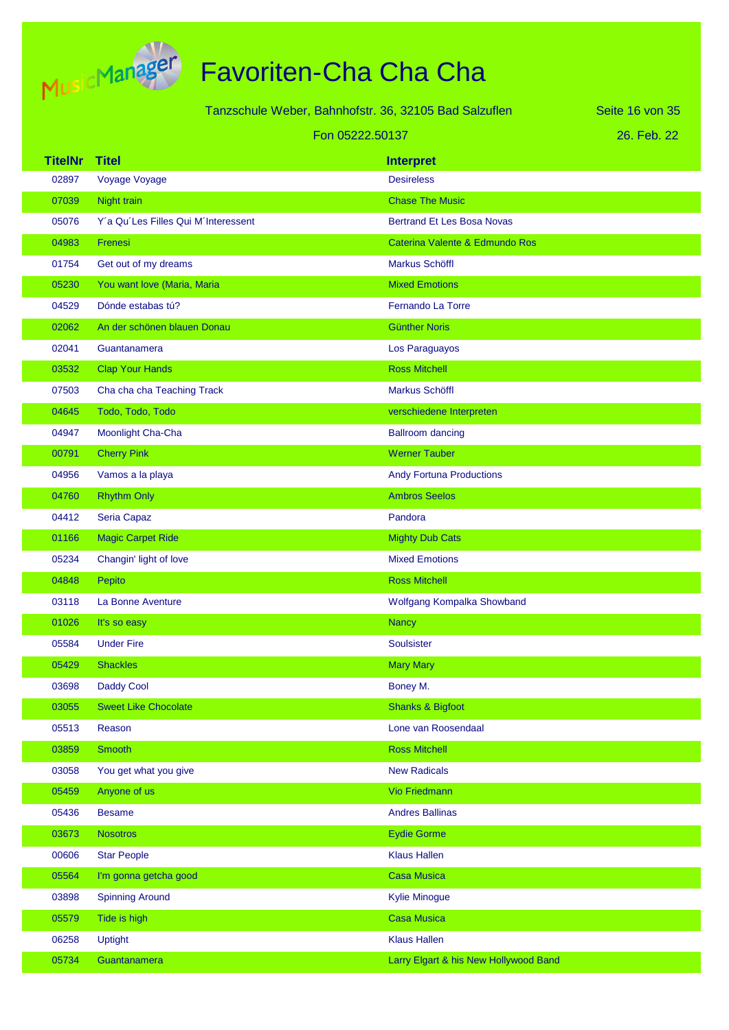# Favoriten-Cha Cha Cha

Tanzschule Weber, Bahnhofstr. 36, 32105 Bad Salzuflen

Fon 05222.50137

26. Feb. 22

| TitelNr | Titel | Interpret |
|---|---|---|
| 02897 | Voyage Voyage | Desireless |
| 07039 | Night train | Chase The Music |
| 05076 | Y´a Qu´Les Filles Qui M´Interessent | Bertrand Et Les Bosa Novas |
| 04983 | Frenesi | Caterina Valente & Edmundo Ros |
| 01754 | Get out of my dreams | Markus Schöffl |
| 05230 | You want love (Maria, Maria | Mixed Emotions |
| 04529 | Dónde estabas tú? | Fernando La Torre |
| 02062 | An der schönen blauen Donau | Günther Noris |
| 02041 | Guantanamera | Los Paraguayos |
| 03532 | Clap Your Hands | Ross Mitchell |
| 07503 | Cha cha cha Teaching Track | Markus Schöffl |
| 04645 | Todo, Todo, Todo | verschiedene Interpreten |
| 04947 | Moonlight Cha-Cha | Ballroom dancing |
| 00791 | Cherry Pink | Werner Tauber |
| 04956 | Vamos a la playa | Andy Fortuna Productions |
| 04760 | Rhythm Only | Ambros Seelos |
| 04412 | Seria Capaz | Pandora |
| 01166 | Magic Carpet Ride | Mighty Dub Cats |
| 05234 | Changin' light of love | Mixed Emotions |
| 04848 | Pepito | Ross Mitchell |
| 03118 | La Bonne Aventure | Wolfgang Kompalka Showband |
| 01026 | It's so easy | Nancy |
| 05584 | Under Fire | Soulsister |
| 05429 | Shackles | Mary Mary |
| 03698 | Daddy Cool | Boney M. |
| 03055 | Sweet Like Chocolate | Shanks & Bigfoot |
| 05513 | Reason | Lone van Roosendaal |
| 03859 | Smooth | Ross Mitchell |
| 03058 | You get what you give | New Radicals |
| 05459 | Anyone of us | Vio Friedmann |
| 05436 | Besame | Andres Ballinas |
| 03673 | Nosotros | Eydie Gorme |
| 00606 | Star People | Klaus Hallen |
| 05564 | I'm gonna getcha good | Casa Musica |
| 03898 | Spinning Around | Kylie Minogue |
| 05579 | Tide is high | Casa Musica |
| 06258 | Uptight | Klaus Hallen |
| 05734 | Guantanamera | Larry Elgart & his New Hollywood Band |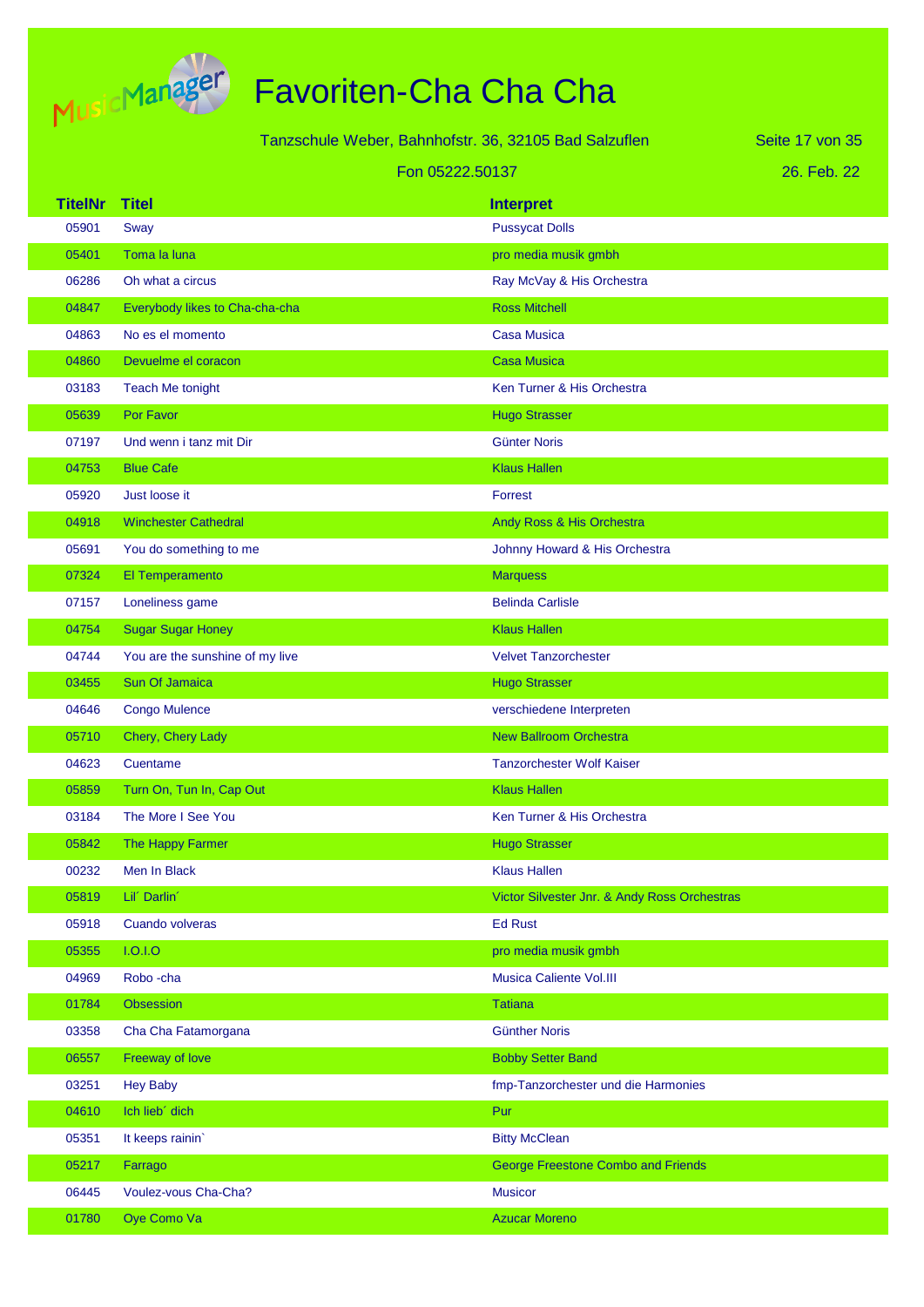# Favoriten-Cha Cha Cha

Tanzschule Weber, Bahnhofstr. 36, 32105 Bad Salzuflen

Fon 05222.50137

26. Feb. 22

| TitelNr | Titel | Interpret |
|---|---|---|
| 05901 | Sway | Pussycat Dolls |
| 05401 | Toma la luna | pro media musik gmbh |
| 06286 | Oh what a circus | Ray McVay & His Orchestra |
| 04847 | Everybody likes to Cha-cha-cha | Ross Mitchell |
| 04863 | No es el momento | Casa Musica |
| 04860 | Devuelme el coracon | Casa Musica |
| 03183 | Teach Me tonight | Ken Turner & His Orchestra |
| 05639 | Por Favor | Hugo Strasser |
| 07197 | Und wenn i tanz mit Dir | Günter Noris |
| 04753 | Blue Cafe | Klaus Hallen |
| 05920 | Just loose it | Forrest |
| 04918 | Winchester Cathedral | Andy Ross & His Orchestra |
| 05691 | You do something to me | Johnny Howard & His Orchestra |
| 07324 | El Temperamento | Marquess |
| 07157 | Loneliness game | Belinda Carlisle |
| 04754 | Sugar Sugar Honey | Klaus Hallen |
| 04744 | You are the sunshine of my live | Velvet Tanzorchester |
| 03455 | Sun Of Jamaica | Hugo Strasser |
| 04646 | Congo Mulence | verschiedene Interpreten |
| 05710 | Chery, Chery Lady | New Ballroom Orchestra |
| 04623 | Cuentame | Tanzorchester Wolf Kaiser |
| 05859 | Turn On, Tun In, Cap Out | Klaus Hallen |
| 03184 | The More I See You | Ken Turner & His Orchestra |
| 05842 | The Happy Farmer | Hugo Strasser |
| 00232 | Men In Black | Klaus Hallen |
| 05819 | Lil´ Darlin´ | Victor Silvester Jnr. & Andy Ross Orchestras |
| 05918 | Cuando volveras | Ed Rust |
| 05355 | I.O.I.O | pro media musik gmbh |
| 04969 | Robo -cha | Musica Caliente Vol.III |
| 01784 | Obsession | Tatiana |
| 03358 | Cha Cha Fatamorgana | Günther Noris |
| 06557 | Freeway of love | Bobby Setter Band |
| 03251 | Hey Baby | fmp-Tanzorchester und die Harmonies |
| 04610 | Ich lieb´ dich | Pur |
| 05351 | It keeps rainin` | Bitty McClean |
| 05217 | Farrago | George Freestone Combo and Friends |
| 06445 | Voulez-vous Cha-Cha? | Musicor |
| 01780 | Oye Como Va | Azucar Moreno |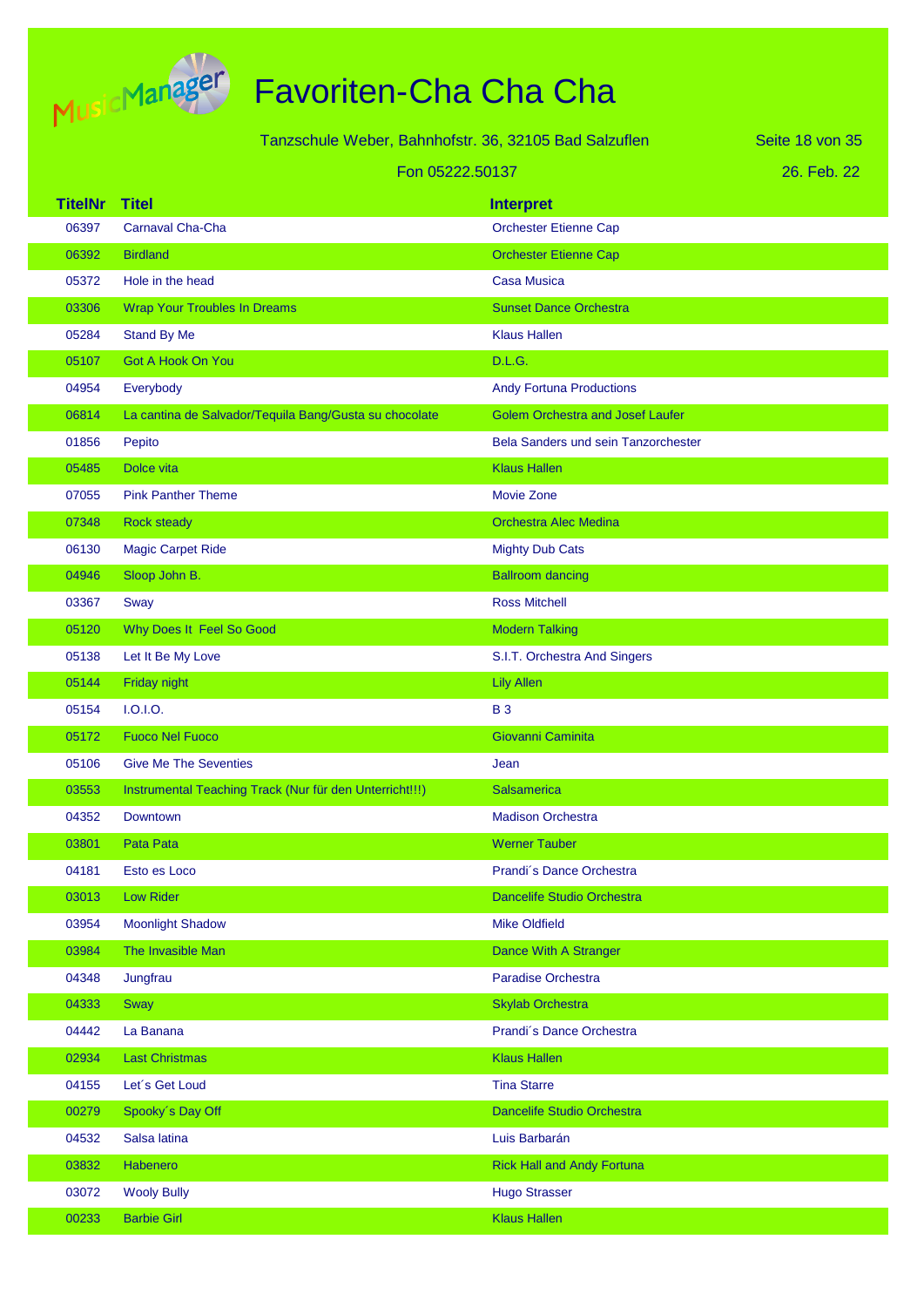# Favoriten-Cha Cha Cha

Tanzschule Weber, Bahnhofstr. 36, 32105 Bad Salzuflen

Fon 05222.50137

26. Feb. 22

| TitelNr | Titel | Interpret |
|---|---|---|
| 06397 | Carnaval Cha-Cha | Orchester Etienne Cap |
| 06392 | Birdland | Orchester Etienne Cap |
| 05372 | Hole in the head | Casa Musica |
| 03306 | Wrap Your Troubles In Dreams | Sunset Dance Orchestra |
| 05284 | Stand By Me | Klaus Hallen |
| 05107 | Got A Hook On You | D.L.G. |
| 04954 | Everybody | Andy Fortuna Productions |
| 06814 | La cantina de Salvador/Tequila Bang/Gusta su chocolate | Golem Orchestra and Josef Laufer |
| 01856 | Pepito | Bela Sanders und sein Tanzorchester |
| 05485 | Dolce vita | Klaus Hallen |
| 07055 | Pink Panther Theme | Movie Zone |
| 07348 | Rock steady | Orchestra Alec Medina |
| 06130 | Magic Carpet Ride | Mighty Dub Cats |
| 04946 | Sloop John B. | Ballroom dancing |
| 03367 | Sway | Ross Mitchell |
| 05120 | Why Does It  Feel So Good | Modern Talking |
| 05138 | Let It Be My Love | S.I.T. Orchestra And Singers |
| 05144 | Friday night | Lily Allen |
| 05154 | I.O.I.O. | B 3 |
| 05172 | Fuoco Nel Fuoco | Giovanni Caminita |
| 05106 | Give Me The Seventies | Jean |
| 03553 | Instrumental Teaching Track (Nur für den Unterricht!!!) | Salsamerica |
| 04352 | Downtown | Madison Orchestra |
| 03801 | Pata Pata | Werner Tauber |
| 04181 | Esto es Loco | Prandi´s Dance Orchestra |
| 03013 | Low Rider | Dancelife Studio Orchestra |
| 03954 | Moonlight Shadow | Mike Oldfield |
| 03984 | The Invasible Man | Dance With A Stranger |
| 04348 | Jungfrau | Paradise Orchestra |
| 04333 | Sway | Skylab Orchestra |
| 04442 | La Banana | Prandi´s Dance Orchestra |
| 02934 | Last Christmas | Klaus Hallen |
| 04155 | Let´s Get Loud | Tina Starre |
| 00279 | Spooky´s Day Off | Dancelife Studio Orchestra |
| 04532 | Salsa latina | Luis Barbarán |
| 03832 | Habenero | Rick Hall and Andy Fortuna |
| 03072 | Wooly Bully | Hugo Strasser |
| 00233 | Barbie Girl | Klaus Hallen |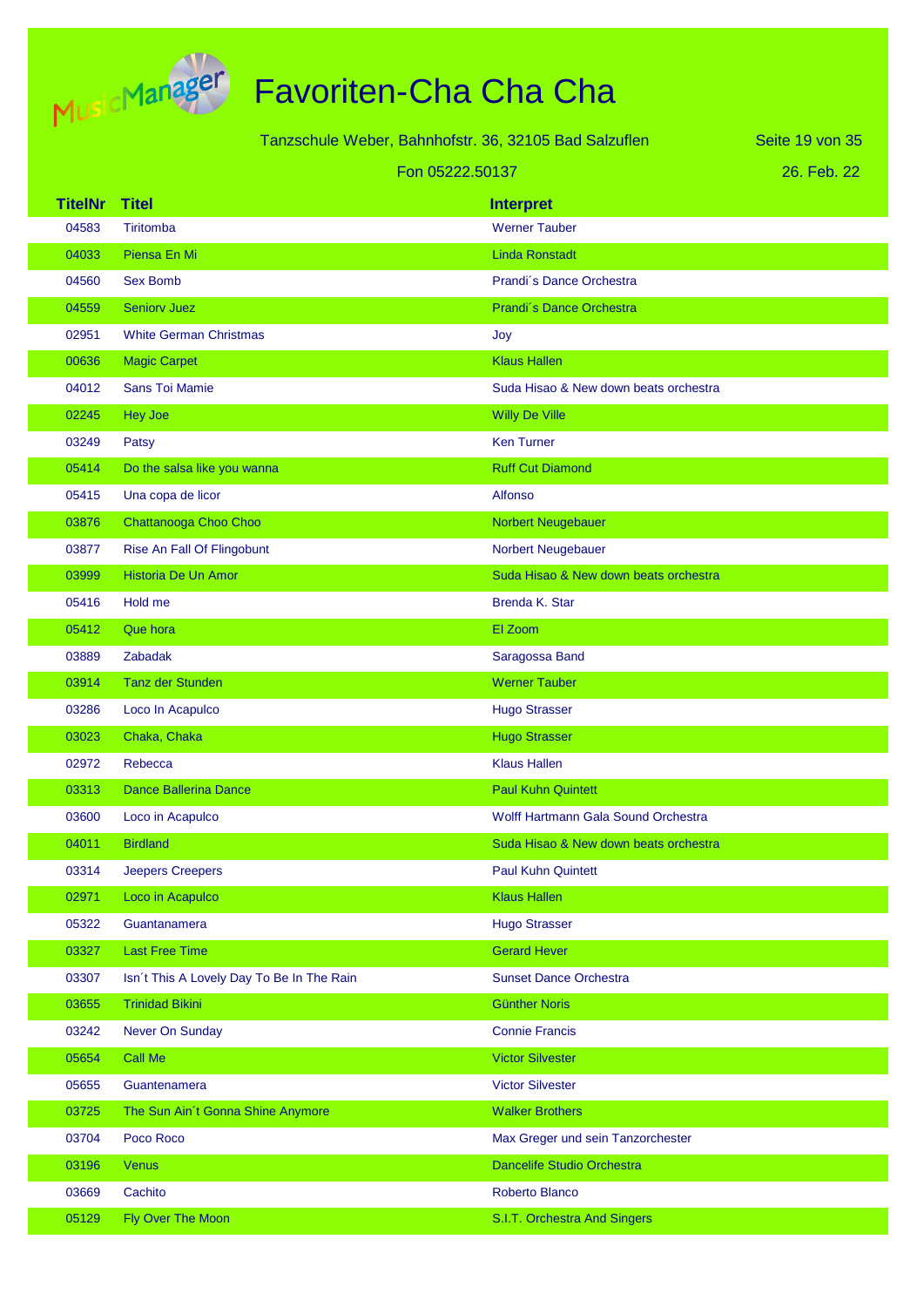# Favoriten-Cha Cha Cha

Tanzschule Weber, Bahnhofstr. 36, 32105 Bad Salzuflen

Fon 05222.50137

26. Feb. 22

| TitelNr | Titel | Interpret |
|---|---|---|
| 04583 | Tiritomba | Werner Tauber |
| 04033 | Piensa En Mi | Linda Ronstadt |
| 04560 | Sex Bomb | Prandi´s Dance Orchestra |
| 04559 | Seniorv Juez | Prandi´s Dance Orchestra |
| 02951 | White German Christmas | Joy |
| 00636 | Magic Carpet | Klaus Hallen |
| 04012 | Sans Toi Mamie | Suda Hisao & New down beats orchestra |
| 02245 | Hey Joe | Willy De Ville |
| 03249 | Patsy | Ken Turner |
| 05414 | Do the salsa like you wanna | Ruff Cut Diamond |
| 05415 | Una copa de licor | Alfonso |
| 03876 | Chattanooga Choo Choo | Norbert Neugebauer |
| 03877 | Rise An Fall Of Flingobunt | Norbert Neugebauer |
| 03999 | Historia De Un Amor | Suda Hisao & New down beats orchestra |
| 05416 | Hold me | Brenda K. Star |
| 05412 | Que hora | El Zoom |
| 03889 | Zabadak | Saragossa Band |
| 03914 | Tanz der Stunden | Werner Tauber |
| 03286 | Loco In Acapulco | Hugo Strasser |
| 03023 | Chaka, Chaka | Hugo Strasser |
| 02972 | Rebecca | Klaus Hallen |
| 03313 | Dance Ballerina Dance | Paul Kuhn Quintett |
| 03600 | Loco in Acapulco | Wolff Hartmann Gala Sound Orchestra |
| 04011 | Birdland | Suda Hisao & New down beats orchestra |
| 03314 | Jeepers Creepers | Paul Kuhn Quintett |
| 02971 | Loco in Acapulco | Klaus Hallen |
| 05322 | Guantanamera | Hugo Strasser |
| 03327 | Last Free Time | Gerard Hever |
| 03307 | Isn´t This A Lovely Day To Be In The Rain | Sunset Dance Orchestra |
| 03655 | Trinidad Bikini | Günther Noris |
| 03242 | Never On Sunday | Connie Francis |
| 05654 | Call Me | Victor Silvester |
| 05655 | Guantenamera | Victor Silvester |
| 03725 | The Sun Ain´t Gonna Shine Anymore | Walker Brothers |
| 03704 | Poco Roco | Max Greger und sein Tanzorchester |
| 03196 | Venus | Dancelife Studio Orchestra |
| 03669 | Cachito | Roberto Blanco |
| 05129 | Fly Over The Moon | S.I.T. Orchestra And Singers |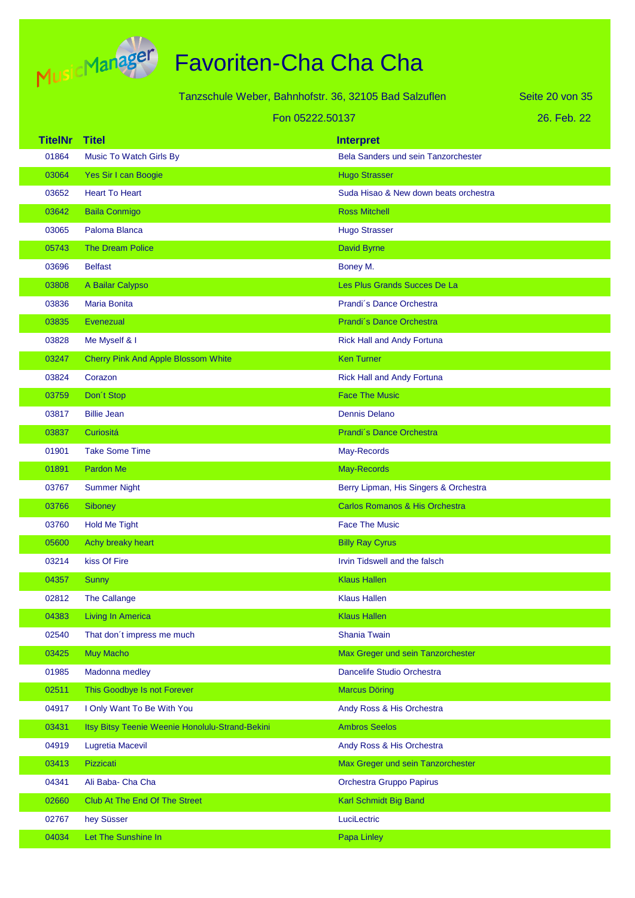# Favoriten-Cha Cha Cha

Tanzschule Weber, Bahnhofstr. 36, 32105 Bad Salzuflen

Fon 05222.50137

26. Feb. 22

| TitelNr | Titel | Interpret |
| --- | --- | --- |
| 01864 | Music To Watch Girls By | Bela Sanders und sein Tanzorchester |
| 03064 | Yes Sir I can Boogie | Hugo Strasser |
| 03652 | Heart To Heart | Suda Hisao & New down beats orchestra |
| 03642 | Baila Conmigo | Ross Mitchell |
| 03065 | Paloma Blanca | Hugo Strasser |
| 05743 | The Dream Police | David Byrne |
| 03696 | Belfast | Boney M. |
| 03808 | A Bailar Calypso | Les Plus Grands Succes De La |
| 03836 | Maria Bonita | Prandi´s Dance Orchestra |
| 03835 | Evenezual | Prandi´s Dance Orchestra |
| 03828 | Me Myself & I | Rick Hall and Andy Fortuna |
| 03247 | Cherry Pink And Apple Blossom White | Ken Turner |
| 03824 | Corazon | Rick Hall and Andy Fortuna |
| 03759 | Don´t Stop | Face The Music |
| 03817 | Billie Jean | Dennis Delano |
| 03837 | Curiositá | Prandi´s Dance Orchestra |
| 01901 | Take Some Time | May-Records |
| 01891 | Pardon Me | May-Records |
| 03767 | Summer Night | Berry Lipman, His Singers & Orchestra |
| 03766 | Siboney | Carlos Romanos & His Orchestra |
| 03760 | Hold Me Tight | Face The Music |
| 05600 | Achy breaky heart | Billy Ray Cyrus |
| 03214 | kiss Of Fire | Irvin Tidswell and the falsch |
| 04357 | Sunny | Klaus Hallen |
| 02812 | The Callange | Klaus Hallen |
| 04383 | Living In America | Klaus Hallen |
| 02540 | That don´t impress me much | Shania Twain |
| 03425 | Muy Macho | Max Greger und sein Tanzorchester |
| 01985 | Madonna medley | Dancelife Studio Orchestra |
| 02511 | This Goodbye Is not Forever | Marcus Döring |
| 04917 | I Only Want To Be With You | Andy Ross & His Orchestra |
| 03431 | Itsy Bitsy Teenie Weenie Honolulu-Strand-Bekini | Ambros Seelos |
| 04919 | Lugretia Macevil | Andy Ross & His Orchestra |
| 03413 | Pizzicati | Max Greger und sein Tanzorchester |
| 04341 | Ali Baba- Cha Cha | Orchestra Gruppo Papirus |
| 02660 | Club At The End Of The Street | Karl Schmidt Big Band |
| 02767 | hey Süsser | LuciLectric |
| 04034 | Let The Sunshine In | Papa Linley |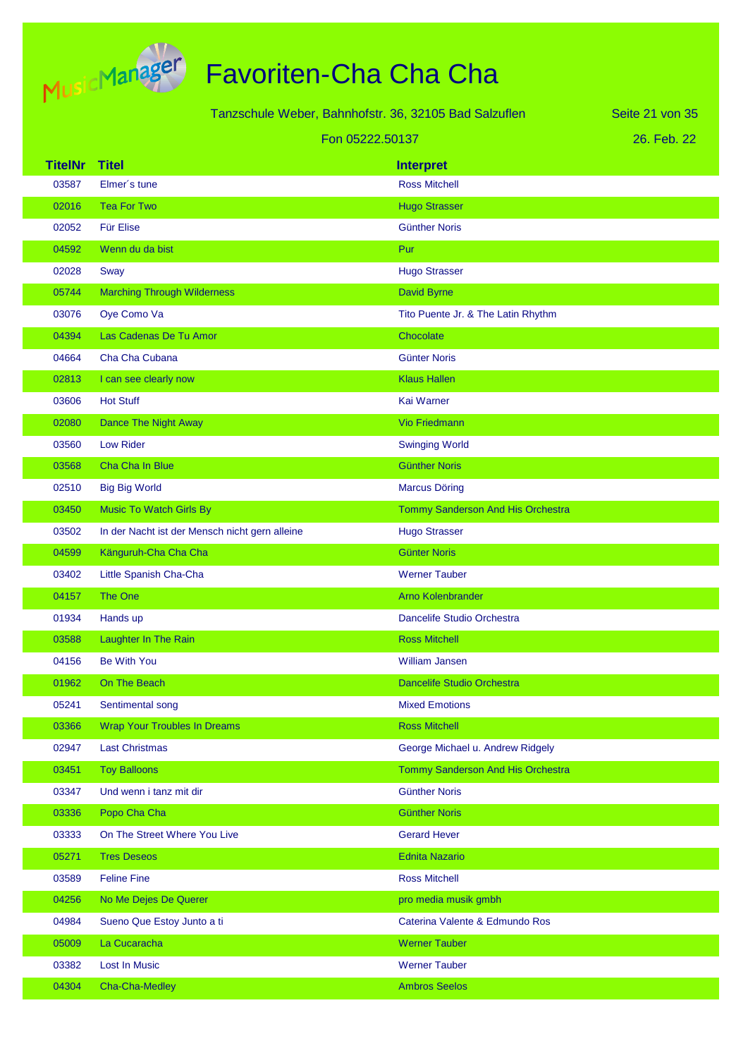# Favoriten-Cha Cha Cha

Tanzschule Weber, Bahnhofstr. 36, 32105 Bad Salzuflen

Fon 05222.50137

26. Feb. 22

| TitelNr | Titel | Interpret |
|---|---|---|
| 03587 | Elmer´s tune | Ross Mitchell |
| 02016 | Tea For Two | Hugo Strasser |
| 02052 | Für Elise | Günther Noris |
| 04592 | Wenn du da bist | Pur |
| 02028 | Sway | Hugo Strasser |
| 05744 | Marching Through Wilderness | David Byrne |
| 03076 | Oye Como Va | Tito Puente Jr. & The Latin Rhythm |
| 04394 | Las Cadenas De Tu Amor | Chocolate |
| 04664 | Cha Cha Cubana | Günter Noris |
| 02813 | I can see clearly now | Klaus Hallen |
| 03606 | Hot Stuff | Kai Warner |
| 02080 | Dance The Night Away | Vio Friedmann |
| 03560 | Low Rider | Swinging World |
| 03568 | Cha Cha In Blue | Günther Noris |
| 02510 | Big Big World | Marcus Döring |
| 03450 | Music To Watch Girls By | Tommy Sanderson And His Orchestra |
| 03502 | In der Nacht ist der Mensch nicht gern alleine | Hugo Strasser |
| 04599 | Känguruh-Cha Cha Cha | Günter Noris |
| 03402 | Little Spanish Cha-Cha | Werner Tauber |
| 04157 | The One | Arno Kolenbrander |
| 01934 | Hands up | Dancelife Studio Orchestra |
| 03588 | Laughter In The Rain | Ross Mitchell |
| 04156 | Be With You | William Jansen |
| 01962 | On The Beach | Dancelife Studio Orchestra |
| 05241 | Sentimental song | Mixed Emotions |
| 03366 | Wrap Your Troubles In Dreams | Ross Mitchell |
| 02947 | Last Christmas | George Michael u. Andrew Ridgely |
| 03451 | Toy Balloons | Tommy Sanderson And His Orchestra |
| 03347 | Und wenn i tanz mit dir | Günther Noris |
| 03336 | Popo Cha Cha | Günther Noris |
| 03333 | On The Street Where You Live | Gerard Hever |
| 05271 | Tres Deseos | Ednita Nazario |
| 03589 | Feline Fine | Ross Mitchell |
| 04256 | No Me Dejes De Querer | pro media musik gmbh |
| 04984 | Sueno Que Estoy Junto a ti | Caterina Valente & Edmundo Ros |
| 05009 | La Cucaracha | Werner Tauber |
| 03382 | Lost In Music | Werner Tauber |
| 04304 | Cha-Cha-Medley | Ambros Seelos |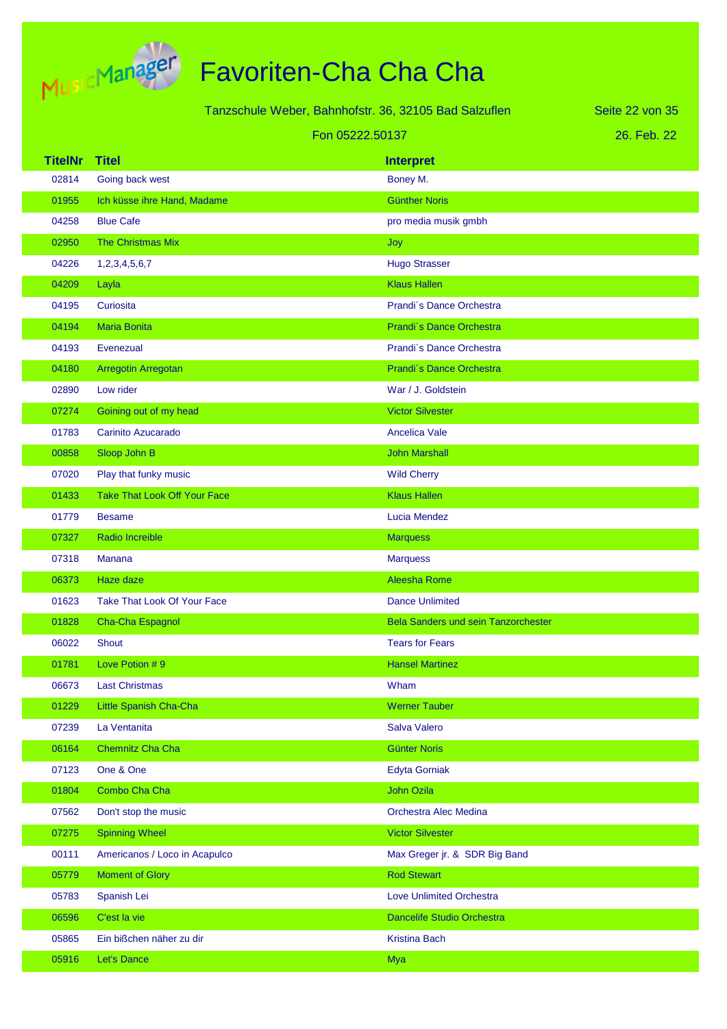# Favoriten-Cha Cha Cha

Tanzschule Weber, Bahnhofstr. 36, 32105 Bad Salzuflen

Fon 05222.50137

26. Feb. 22

| TitelNr | Titel | Interpret |
|---|---|---|
| 02814 | Going back west | Boney M. |
| 01955 | Ich küsse ihre Hand, Madame | Günther Noris |
| 04258 | Blue Cafe | pro media musik gmbh |
| 02950 | The Christmas Mix | Joy |
| 04226 | 1,2,3,4,5,6,7 | Hugo Strasser |
| 04209 | Layla | Klaus Hallen |
| 04195 | Curiosita | Prandi´s Dance Orchestra |
| 04194 | Maria Bonita | Prandi´s Dance Orchestra |
| 04193 | Evenezual | Prandi´s Dance Orchestra |
| 04180 | Arregotin Arregotan | Prandi´s Dance Orchestra |
| 02890 | Low rider | War / J. Goldstein |
| 07274 | Goining out of my head | Victor Silvester |
| 01783 | Carinito Azucarado | Ancelica Vale |
| 00858 | Sloop John B | John Marshall |
| 07020 | Play that funky music | Wild Cherry |
| 01433 | Take That Look Off Your Face | Klaus Hallen |
| 01779 | Besame | Lucia Mendez |
| 07327 | Radio Increible | Marquess |
| 07318 | Manana | Marquess |
| 06373 | Haze daze | Aleesha Rome |
| 01623 | Take That Look Of Your Face | Dance Unlimited |
| 01828 | Cha-Cha Espagnol | Bela Sanders und sein Tanzorchester |
| 06022 | Shout | Tears for Fears |
| 01781 | Love Potion # 9 | Hansel Martinez |
| 06673 | Last Christmas | Wham |
| 01229 | Little Spanish Cha-Cha | Werner Tauber |
| 07239 | La Ventanita | Salva Valero |
| 06164 | Chemnitz Cha Cha | Günter Noris |
| 07123 | One & One | Edyta Gorniak |
| 01804 | Combo Cha Cha | John Ozila |
| 07562 | Don't stop the music | Orchestra Alec Medina |
| 07275 | Spinning Wheel | Victor Silvester |
| 00111 | Americanos / Loco in Acapulco | Max Greger jr. & SDR Big Band |
| 05779 | Moment of Glory | Rod Stewart |
| 05783 | Spanish Lei | Love Unlimited Orchestra |
| 06596 | C'est la vie | Dancelife Studio Orchestra |
| 05865 | Ein bißchen näher zu dir | Kristina Bach |
| 05916 | Let's Dance | Mya |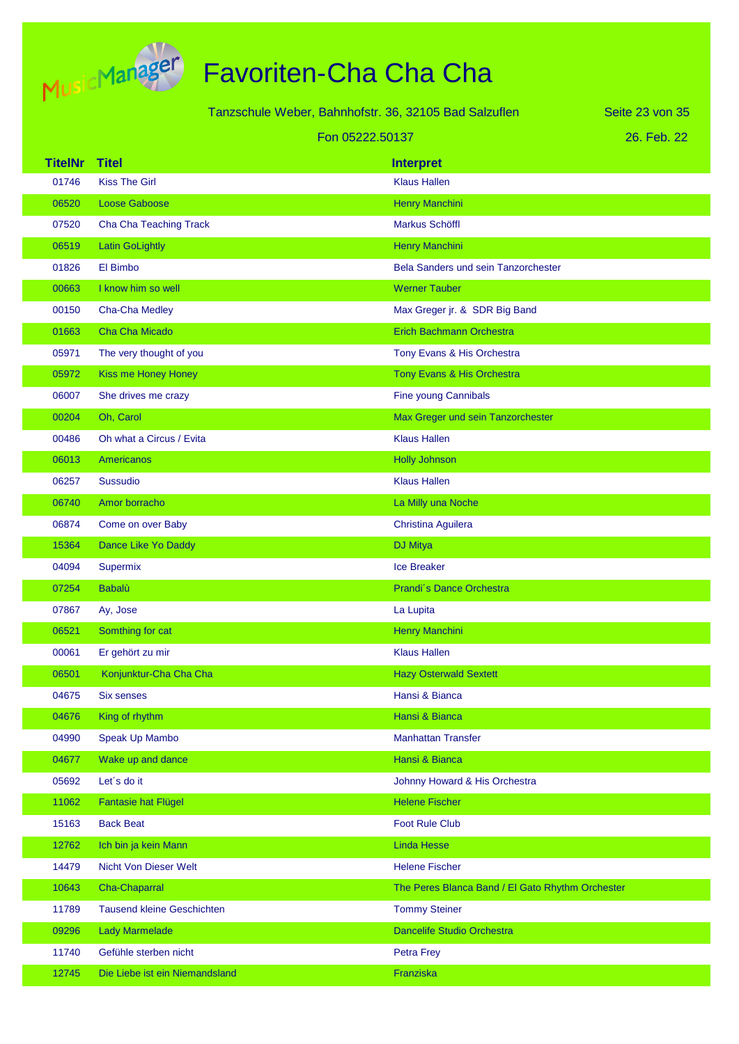# Favoriten-Cha Cha Cha

Tanzschule Weber, Bahnhofstr. 36, 32105 Bad Salzuflen

Fon 05222.50137

26. Feb. 22

| TitelNr | Titel | Interpret |
|---|---|---|
| 01746 | Kiss The Girl | Klaus Hallen |
| 06520 | Loose Gaboose | Henry Manchini |
| 07520 | Cha Cha Teaching Track | Markus Schöffl |
| 06519 | Latin GoLightly | Henry Manchini |
| 01826 | El Bimbo | Bela Sanders und sein Tanzorchester |
| 00663 | I know him so well | Werner Tauber |
| 00150 | Cha-Cha Medley | Max Greger jr. & SDR Big Band |
| 01663 | Cha Cha Micado | Erich Bachmann Orchestra |
| 05971 | The very thought of you | Tony Evans & His Orchestra |
| 05972 | Kiss me Honey Honey | Tony Evans & His Orchestra |
| 06007 | She drives me crazy | Fine young Cannibals |
| 00204 | Oh, Carol | Max Greger und sein Tanzorchester |
| 00486 | Oh what a Circus / Evita | Klaus Hallen |
| 06013 | Americanos | Holly Johnson |
| 06257 | Sussudio | Klaus Hallen |
| 06740 | Amor borracho | La Milly una Noche |
| 06874 | Come on over Baby | Christina Aguilera |
| 15364 | Dance Like Yo Daddy | DJ Mitya |
| 04094 | Supermix | Ice Breaker |
| 07254 | Babalù | Prandi´s Dance Orchestra |
| 07867 | Ay, Jose | La Lupita |
| 06521 | Somthing for cat | Henry Manchini |
| 00061 | Er gehört zu mir | Klaus Hallen |
| 06501 | Konjunktur-Cha Cha Cha | Hazy Osterwald Sextett |
| 04675 | Six senses | Hansi & Bianca |
| 04676 | King of rhythm | Hansi & Bianca |
| 04990 | Speak Up Mambo | Manhattan Transfer |
| 04677 | Wake up and dance | Hansi & Bianca |
| 05692 | Let´s do it | Johnny Howard & His Orchestra |
| 11062 | Fantasie hat Flügel | Helene Fischer |
| 15163 | Back Beat | Foot Rule Club |
| 12762 | Ich bin ja kein Mann | Linda Hesse |
| 14479 | Nicht Von Dieser Welt | Helene Fischer |
| 10643 | Cha-Chaparral | The Peres Blanca Band / El Gato Rhythm Orchester |
| 11789 | Tausend kleine Geschichten | Tommy Steiner |
| 09296 | Lady Marmelade | Dancelife Studio Orchestra |
| 11740 | Gefühle sterben nicht | Petra Frey |
| 12745 | Die Liebe ist ein Niemandsland | Franziska |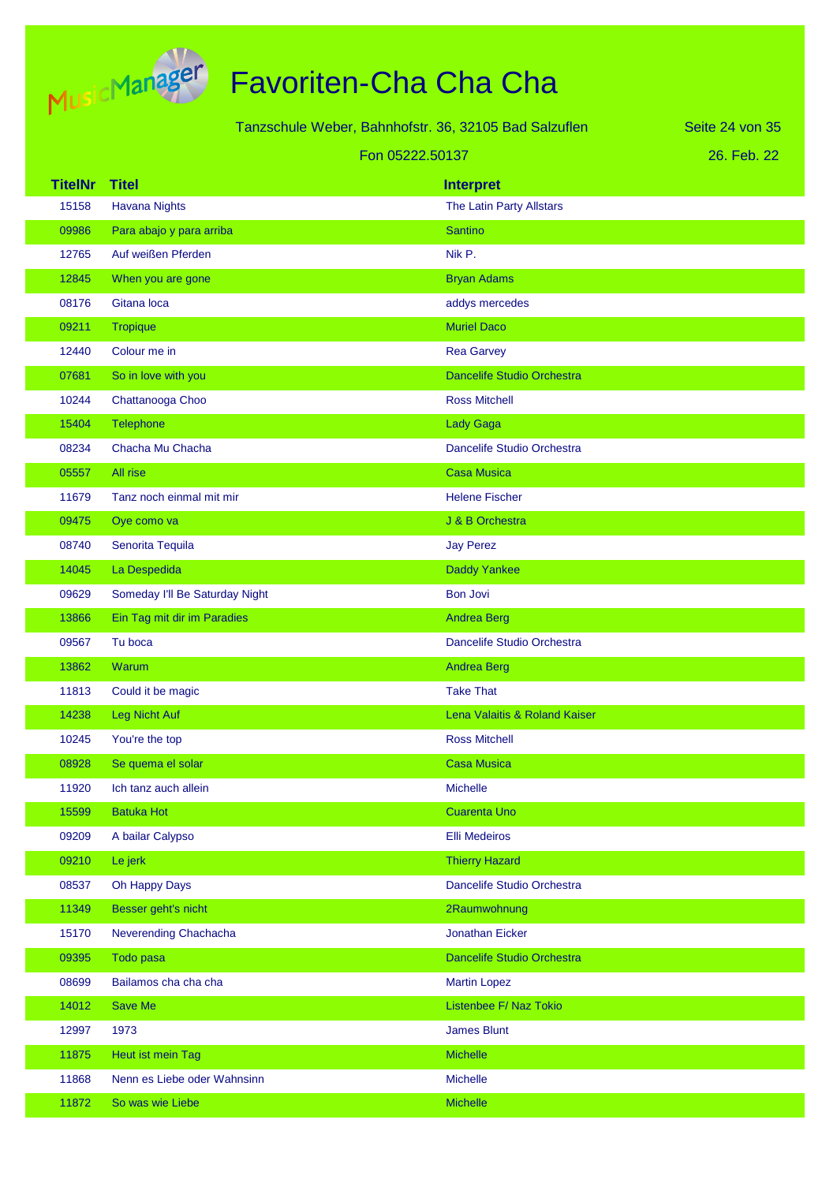# Favoriten-Cha Cha Cha

Tanzschule Weber, Bahnhofstr. 36, 32105 Bad Salzuflen

Fon 05222.50137

26. Feb. 22

| TitelNr | Titel | Interpret |
|---|---|---|
| 15158 | Havana Nights | The Latin Party Allstars |
| 09986 | Para abajo y para arriba | Santino |
| 12765 | Auf weißen Pferden | Nik P. |
| 12845 | When you are gone | Bryan Adams |
| 08176 | Gitana loca | addys mercedes |
| 09211 | Tropique | Muriel Daco |
| 12440 | Colour me in | Rea Garvey |
| 07681 | So in love with you | Dancelife Studio Orchestra |
| 10244 | Chattanooga Choo | Ross Mitchell |
| 15404 | Telephone | Lady Gaga |
| 08234 | Chacha Mu Chacha | Dancelife Studio Orchestra |
| 05557 | All rise | Casa Musica |
| 11679 | Tanz noch einmal mit mir | Helene Fischer |
| 09475 | Oye como va | J & B Orchestra |
| 08740 | Senorita Tequila | Jay Perez |
| 14045 | La Despedida | Daddy Yankee |
| 09629 | Someday I'll Be Saturday Night | Bon Jovi |
| 13866 | Ein Tag mit dir im Paradies | Andrea Berg |
| 09567 | Tu boca | Dancelife Studio Orchestra |
| 13862 | Warum | Andrea Berg |
| 11813 | Could it be magic | Take That |
| 14238 | Leg Nicht Auf | Lena Valaitis & Roland Kaiser |
| 10245 | You're the top | Ross Mitchell |
| 08928 | Se quema el solar | Casa Musica |
| 11920 | Ich tanz auch allein | Michelle |
| 15599 | Batuka Hot | Cuarenta Uno |
| 09209 | A bailar Calypso | Elli Medeiros |
| 09210 | Le jerk | Thierry Hazard |
| 08537 | Oh Happy Days | Dancelife Studio Orchestra |
| 11349 | Besser geht's nicht | 2Raumwohnung |
| 15170 | Neverending Chachacha | Jonathan Eicker |
| 09395 | Todo pasa | Dancelife Studio Orchestra |
| 08699 | Bailamos cha cha cha | Martin Lopez |
| 14012 | Save Me | Listenbee F/ Naz Tokio |
| 12997 | 1973 | James Blunt |
| 11875 | Heut ist mein Tag | Michelle |
| 11868 | Nenn es Liebe oder Wahnsinn | Michelle |
| 11872 | So was wie Liebe | Michelle |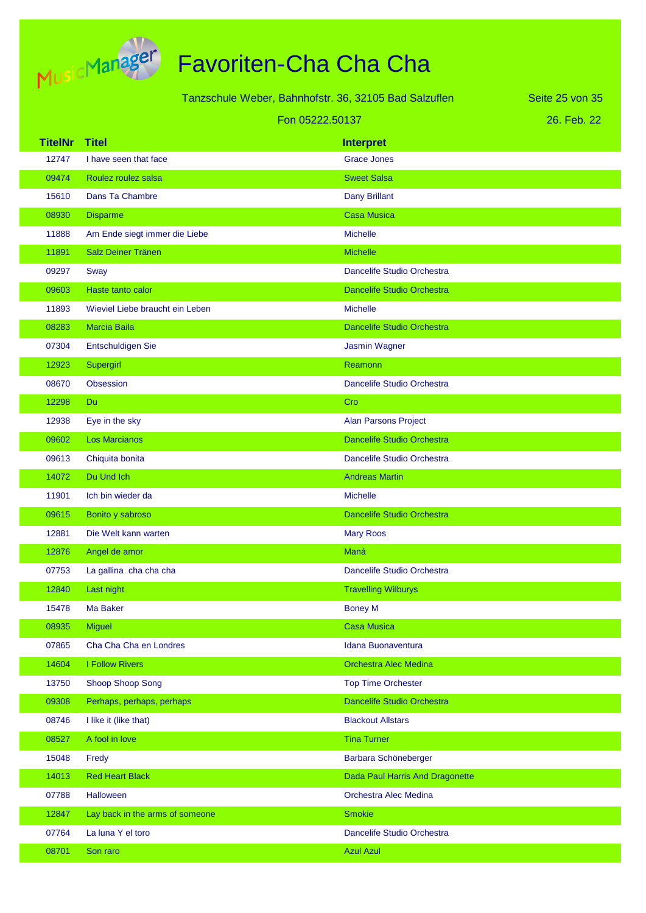# Favoriten-Cha Cha Cha

Tanzschule Weber, Bahnhofstr. 36, 32105 Bad Salzuflen

Fon 05222.50137

26. Feb. 22

| TitelNr | Titel | Interpret |
|---|---|---|
| 12747 | I have seen that face | Grace Jones |
| 09474 | Roulez roulez salsa | Sweet Salsa |
| 15610 | Dans Ta Chambre | Dany Brillant |
| 08930 | Disparme | Casa Musica |
| 11888 | Am Ende siegt immer die Liebe | Michelle |
| 11891 | Salz Deiner Tränen | Michelle |
| 09297 | Sway | Dancelife Studio Orchestra |
| 09603 | Haste tanto calor | Dancelife Studio Orchestra |
| 11893 | Wieviel Liebe braucht ein Leben | Michelle |
| 08283 | Marcia Baila | Dancelife Studio Orchestra |
| 07304 | Entschuldigen Sie | Jasmin Wagner |
| 12923 | Supergirl | Reamonn |
| 08670 | Obsession | Dancelife Studio Orchestra |
| 12298 | Du | Cro |
| 12938 | Eye in the sky | Alan Parsons Project |
| 09602 | Los Marcianos | Dancelife Studio Orchestra |
| 09613 | Chiquita bonita | Dancelife Studio Orchestra |
| 14072 | Du Und Ich | Andreas Martin |
| 11901 | Ich bin wieder da | Michelle |
| 09615 | Bonito y sabroso | Dancelife Studio Orchestra |
| 12881 | Die Welt kann warten | Mary Roos |
| 12876 | Angel de amor | Maná |
| 07753 | La gallina cha cha cha | Dancelife Studio Orchestra |
| 12840 | Last night | Travelling Wilburys |
| 15478 | Ma Baker | Boney M |
| 08935 | Miguel | Casa Musica |
| 07865 | Cha Cha Cha en Londres | Idana Buonaventura |
| 14604 | I Follow Rivers | Orchestra Alec Medina |
| 13750 | Shoop Shoop Song | Top Time Orchester |
| 09308 | Perhaps, perhaps, perhaps | Dancelife Studio Orchestra |
| 08746 | I like it (like that) | Blackout Allstars |
| 08527 | A fool in love | Tina Turner |
| 15048 | Fredy | Barbara Schöneberger |
| 14013 | Red Heart Black | Dada Paul Harris And Dragonette |
| 07788 | Halloween | Orchestra Alec Medina |
| 12847 | Lay back in the arms of someone | Smokie |
| 07764 | La luna Y el toro | Dancelife Studio Orchestra |
| 08701 | Son raro | Azul Azul |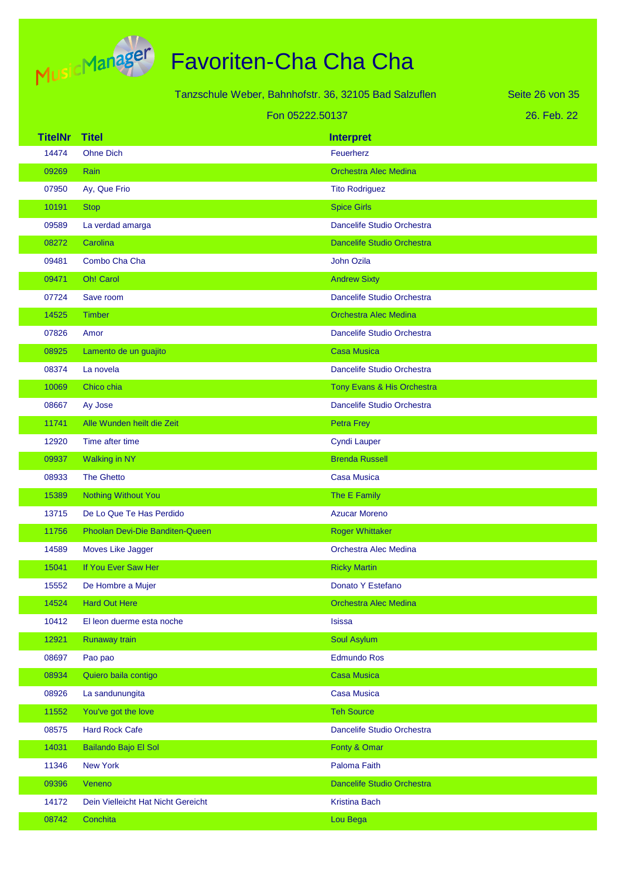# Favoriten-Cha Cha Cha

Tanzschule Weber, Bahnhofstr. 36, 32105 Bad Salzuflen

Fon 05222.50137

26. Feb. 22

| TitelNr | Titel | Interpret |
|---|---|---|
| 14474 | Ohne Dich | Feuerherz |
| 09269 | Rain | Orchestra Alec Medina |
| 07950 | Ay, Que Frio | Tito Rodriguez |
| 10191 | Stop | Spice Girls |
| 09589 | La verdad amarga | Dancelife Studio Orchestra |
| 08272 | Carolina | Dancelife Studio Orchestra |
| 09481 | Combo Cha Cha | John Ozila |
| 09471 | Oh! Carol | Andrew Sixty |
| 07724 | Save room | Dancelife Studio Orchestra |
| 14525 | Timber | Orchestra Alec Medina |
| 07826 | Amor | Dancelife Studio Orchestra |
| 08925 | Lamento de un guajito | Casa Musica |
| 08374 | La novela | Dancelife Studio Orchestra |
| 10069 | Chico chia | Tony Evans & His Orchestra |
| 08667 | Ay Jose | Dancelife Studio Orchestra |
| 11741 | Alle Wunden heilt die Zeit | Petra Frey |
| 12920 | Time after time | Cyndi Lauper |
| 09937 | Walking in NY | Brenda Russell |
| 08933 | The Ghetto | Casa Musica |
| 15389 | Nothing Without You | The E Family |
| 13715 | De Lo Que Te Has Perdido | Azucar Moreno |
| 11756 | Phoolan Devi-Die Banditen-Queen | Roger Whittaker |
| 14589 | Moves Like Jagger | Orchestra Alec Medina |
| 15041 | If You Ever Saw Her | Ricky Martin |
| 15552 | De Hombre a Mujer | Donato Y Estefano |
| 14524 | Hard Out Here | Orchestra Alec Medina |
| 10412 | El leon duerme esta noche | Isissa |
| 12921 | Runaway train | Soul Asylum |
| 08697 | Pao pao | Edmundo Ros |
| 08934 | Quiero baila contigo | Casa Musica |
| 08926 | La sandunungita | Casa Musica |
| 11552 | You've got the love | Teh Source |
| 08575 | Hard Rock Cafe | Dancelife Studio Orchestra |
| 14031 | Bailando Bajo El Sol | Fonty & Omar |
| 11346 | New York | Paloma Faith |
| 09396 | Veneno | Dancelife Studio Orchestra |
| 14172 | Dein Vielleicht Hat Nicht Gereicht | Kristina Bach |
| 08742 | Conchita | Lou Bega |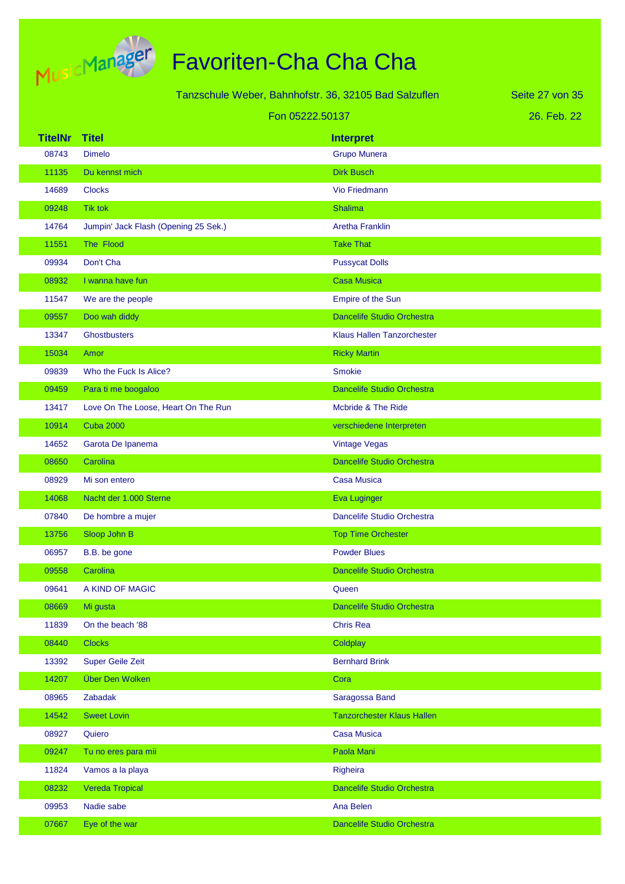# Favoriten-Cha Cha Cha

Tanzschule Weber, Bahnhofstr. 36, 32105 Bad Salzuflen

Fon 05222.50137

26. Feb. 22

| TitelNr | Titel | Interpret |
|---|---|---|
| 08743 | Dimelo | Grupo Munera |
| 11135 | Du kennst mich | Dirk Busch |
| 14689 | Clocks | Vio Friedmann |
| 09248 | Tik tok | Shalima |
| 14764 | Jumpin' Jack Flash (Opening 25 Sek.) | Aretha Franklin |
| 11551 | The  Flood | Take That |
| 09934 | Don't Cha | Pussycat Dolls |
| 08932 | I wanna have fun | Casa Musica |
| 11547 | We are the people | Empire of the Sun |
| 09557 | Doo wah diddy | Dancelife Studio Orchestra |
| 13347 | Ghostbusters | Klaus Hallen Tanzorchester |
| 15034 | Amor | Ricky Martin |
| 09839 | Who the Fuck Is Alice? | Smokie |
| 09459 | Para ti me boogaloo | Dancelife Studio Orchestra |
| 13417 | Love On The Loose, Heart On The Run | Mcbride & The Ride |
| 10914 | Cuba 2000 | verschiedene Interpreten |
| 14652 | Garota De Ipanema | Vintage Vegas |
| 08650 | Carolina | Dancelife Studio Orchestra |
| 08929 | Mi son entero | Casa Musica |
| 14068 | Nacht der 1.000 Sterne | Eva Luginger |
| 07840 | De hombre a mujer | Dancelife Studio Orchestra |
| 13756 | Sloop John B | Top Time Orchester |
| 06957 | B.B. be gone | Powder Blues |
| 09558 | Carolina | Dancelife Studio Orchestra |
| 09641 | A KIND OF MAGIC | Queen |
| 08669 | Mi gusta | Dancelife Studio Orchestra |
| 11839 | On the beach '88 | Chris Rea |
| 08440 | Clocks | Coldplay |
| 13392 | Super Geile Zeit | Bernhard Brink |
| 14207 | Über Den Wolken | Cora |
| 08965 | Zabadak | Saragossa Band |
| 14542 | Sweet Lovin | Tanzorchester Klaus Hallen |
| 08927 | Quiero | Casa Musica |
| 09247 | Tu no eres para mii | Paola Mani |
| 11824 | Vamos a la playa | Righeira |
| 08232 | Vereda Tropical | Dancelife Studio Orchestra |
| 09953 | Nadie sabe | Ana Belen |
| 07667 | Eye of the war | Dancelife Studio Orchestra |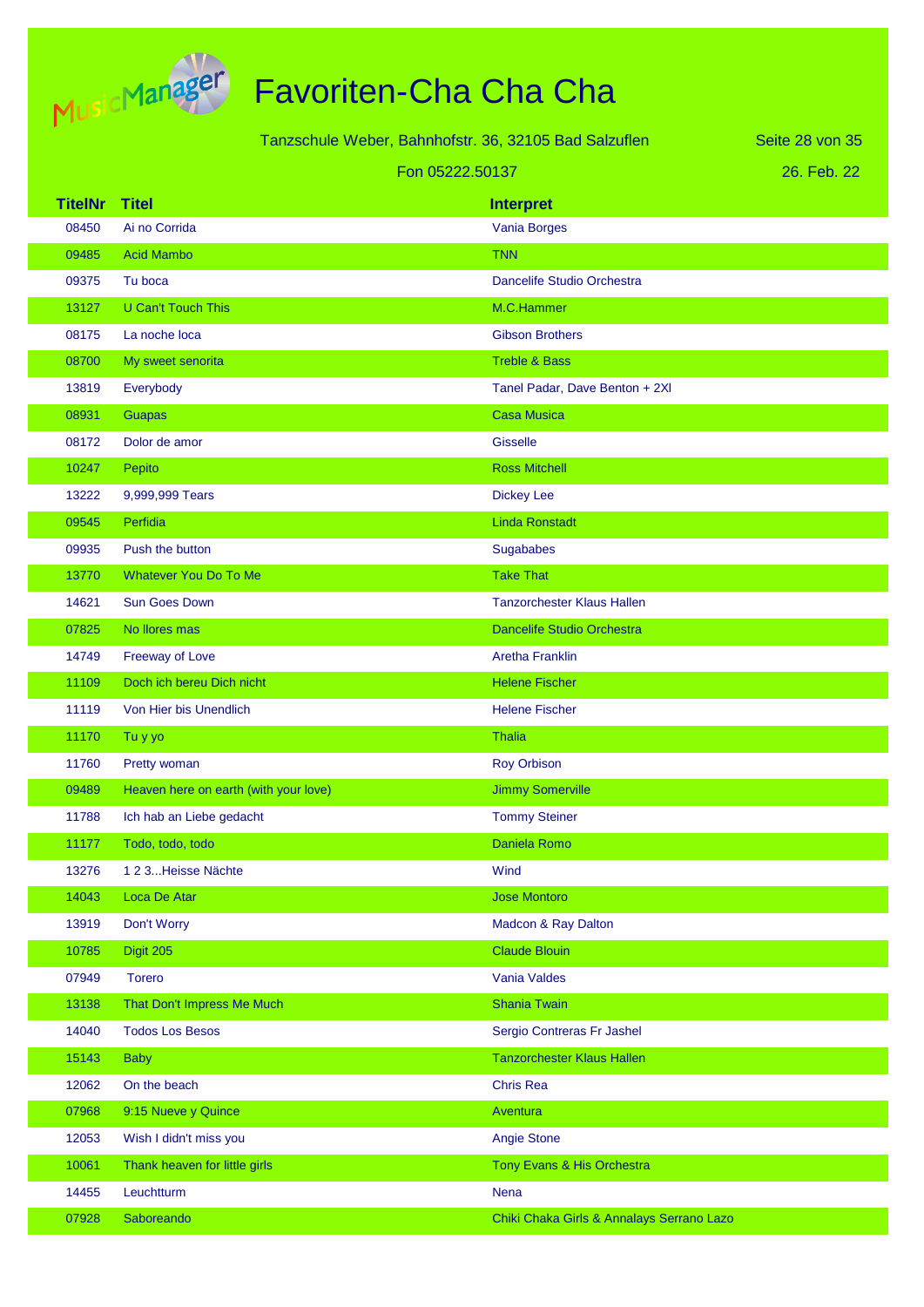# Favoriten-Cha Cha Cha

Tanzschule Weber, Bahnhofstr. 36, 32105 Bad Salzuflen

Fon 05222.50137

26. Feb. 22

| TitelNr | Titel | Interpret |
|---|---|---|
| 08450 | Ai no Corrida | Vania Borges |
| 09485 | Acid Mambo | TNN |
| 09375 | Tu boca | Dancelife Studio Orchestra |
| 13127 | U Can't Touch This | M.C.Hammer |
| 08175 | La noche loca | Gibson Brothers |
| 08700 | My sweet senorita | Treble & Bass |
| 13819 | Everybody | Tanel Padar, Dave Benton + 2Xl |
| 08931 | Guapas | Casa Musica |
| 08172 | Dolor de amor | Gisselle |
| 10247 | Pepito | Ross Mitchell |
| 13222 | 9,999,999 Tears | Dickey Lee |
| 09545 | Perfidia | Linda Ronstadt |
| 09935 | Push the button | Sugababes |
| 13770 | Whatever You Do To Me | Take That |
| 14621 | Sun Goes Down | Tanzorchester Klaus Hallen |
| 07825 | No llores mas | Dancelife Studio Orchestra |
| 14749 | Freeway of Love | Aretha Franklin |
| 11109 | Doch ich bereu Dich nicht | Helene Fischer |
| 11119 | Von Hier bis Unendlich | Helene Fischer |
| 11170 | Tu y yo | Thalia |
| 11760 | Pretty woman | Roy Orbison |
| 09489 | Heaven here on earth (with your love) | Jimmy Somerville |
| 11788 | Ich hab an Liebe gedacht | Tommy Steiner |
| 11177 | Todo, todo, todo | Daniela Romo |
| 13276 | 1 2 3...Heisse Nächte | Wind |
| 14043 | Loca De Atar | Jose Montoro |
| 13919 | Don't Worry | Madcon & Ray Dalton |
| 10785 | Digit 205 | Claude Blouin |
| 07949 | Torero | Vania Valdes |
| 13138 | That Don't Impress Me Much | Shania Twain |
| 14040 | Todos Los Besos | Sergio Contreras Fr Jashel |
| 15143 | Baby | Tanzorchester Klaus Hallen |
| 12062 | On the beach | Chris Rea |
| 07968 | 9:15 Nueve y Quince | Aventura |
| 12053 | Wish I didn't miss you | Angie Stone |
| 10061 | Thank heaven for little girls | Tony Evans & His Orchestra |
| 14455 | Leuchtturm | Nena |
| 07928 | Saboreando | Chiki Chaka Girls & Annalays Serrano Lazo |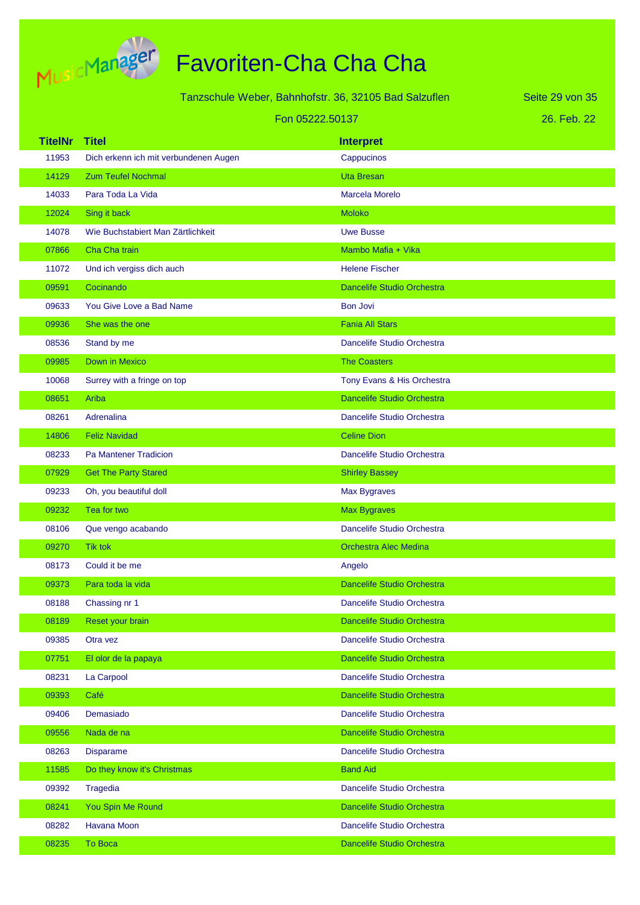# Favoriten-Cha Cha Cha

Tanzschule Weber, Bahnhofstr. 36, 32105 Bad Salzuflen

Fon 05222.50137

26. Feb. 22

| TitelNr | Titel | Interpret |
|---|---|---|
| 11953 | Dich erkenn ich mit verbundenen Augen | Cappucinos |
| 14129 | Zum Teufel Nochmal | Uta Bresan |
| 14033 | Para Toda La Vida | Marcela Morelo |
| 12024 | Sing it back | Moloko |
| 14078 | Wie Buchstabiert Man Zärtlichkeit | Uwe Busse |
| 07866 | Cha Cha train | Mambo Mafia + Vika |
| 11072 | Und ich vergiss dich auch | Helene Fischer |
| 09591 | Cocinando | Dancelife Studio Orchestra |
| 09633 | You Give Love a Bad Name | Bon Jovi |
| 09936 | She was the one | Fania All Stars |
| 08536 | Stand by me | Dancelife Studio Orchestra |
| 09985 | Down in Mexico | The Coasters |
| 10068 | Surrey with a fringe on top | Tony Evans & His Orchestra |
| 08651 | Ariba | Dancelife Studio Orchestra |
| 08261 | Adrenalina | Dancelife Studio Orchestra |
| 14806 | Feliz Navidad | Celine Dion |
| 08233 | Pa Mantener Tradicion | Dancelife Studio Orchestra |
| 07929 | Get The Party Stared | Shirley Bassey |
| 09233 | Oh, you beautiful doll | Max Bygraves |
| 09232 | Tea for two | Max Bygraves |
| 08106 | Que vengo acabando | Dancelife Studio Orchestra |
| 09270 | Tik tok | Orchestra Alec Medina |
| 08173 | Could it be me | Angelo |
| 09373 | Para toda la vida | Dancelife Studio Orchestra |
| 08188 | Chassing nr 1 | Dancelife Studio Orchestra |
| 08189 | Reset your brain | Dancelife Studio Orchestra |
| 09385 | Otra vez | Dancelife Studio Orchestra |
| 07751 | El olor de la papaya | Dancelife Studio Orchestra |
| 08231 | La Carpool | Dancelife Studio Orchestra |
| 09393 | Café | Dancelife Studio Orchestra |
| 09406 | Demasiado | Dancelife Studio Orchestra |
| 09556 | Nada de na | Dancelife Studio Orchestra |
| 08263 | Disparame | Dancelife Studio Orchestra |
| 11585 | Do they know it's Christmas | Band Aid |
| 09392 | Tragedia | Dancelife Studio Orchestra |
| 08241 | You Spin Me Round | Dancelife Studio Orchestra |
| 08282 | Havana Moon | Dancelife Studio Orchestra |
| 08235 | To Boca | Dancelife Studio Orchestra |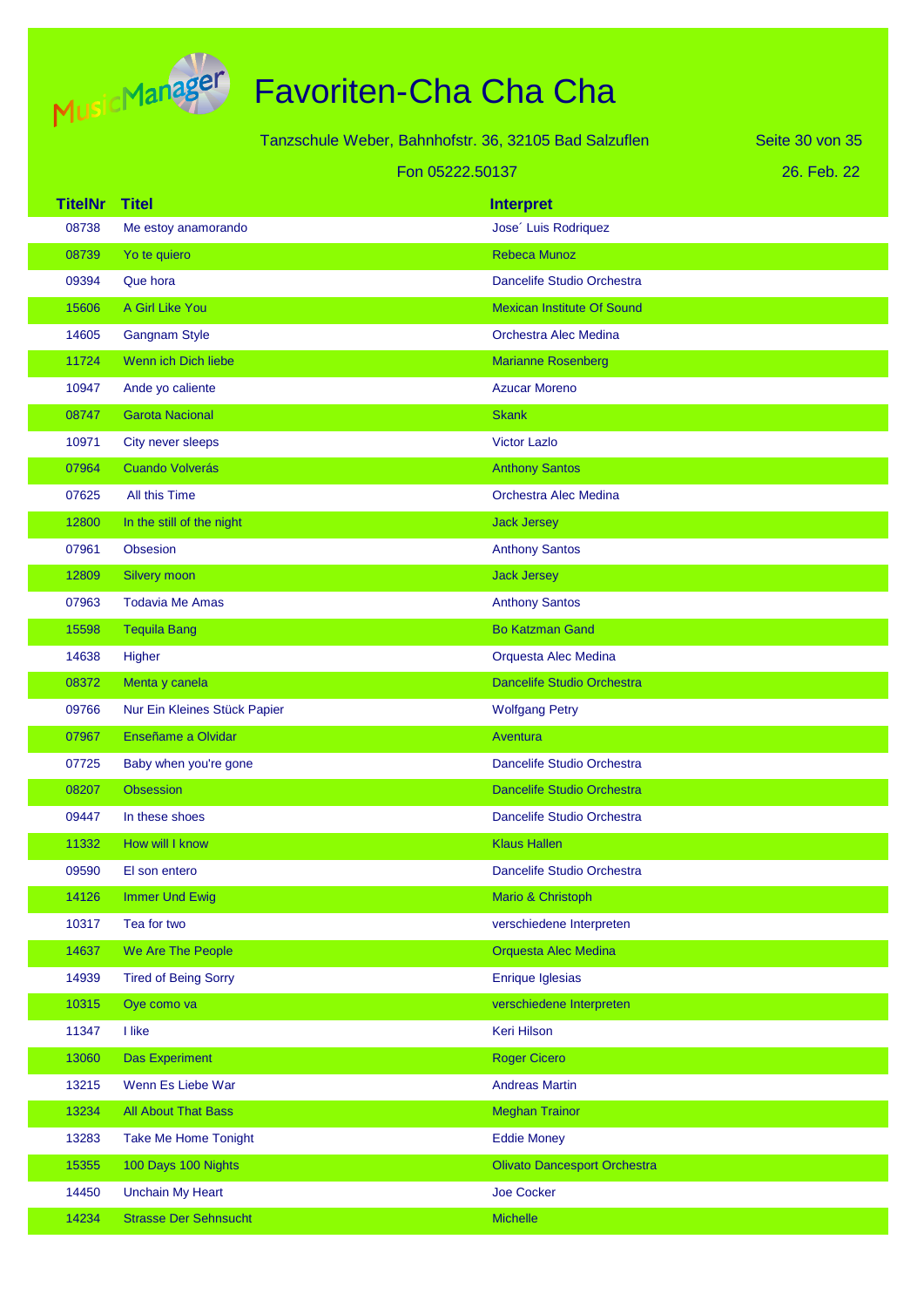# Favoriten-Cha Cha Cha

Tanzschule Weber, Bahnhofstr. 36, 32105 Bad Salzuflen

Fon 05222.50137

26. Feb. 22

| TitelNr | Titel | Interpret |
|---|---|---|
| 08738 | Me estoy anamorando | Jose´ Luis Rodriquez |
| 08739 | Yo te quiero | Rebeca Munoz |
| 09394 | Que hora | Dancelife Studio Orchestra |
| 15606 | A Girl Like You | Mexican Institute Of Sound |
| 14605 | Gangnam Style | Orchestra Alec Medina |
| 11724 | Wenn ich Dich liebe | Marianne Rosenberg |
| 10947 | Ande yo caliente | Azucar Moreno |
| 08747 | Garota Nacional | Skank |
| 10971 | City never sleeps | Victor Lazlo |
| 07964 | Cuando Volverás | Anthony Santos |
| 07625 | All this Time | Orchestra Alec Medina |
| 12800 | In the still of the night | Jack Jersey |
| 07961 | Obsesion | Anthony Santos |
| 12809 | Silvery moon | Jack Jersey |
| 07963 | Todavia Me Amas | Anthony Santos |
| 15598 | Tequila Bang | Bo Katzman Gand |
| 14638 | Higher | Orquesta Alec Medina |
| 08372 | Menta y canela | Dancelife Studio Orchestra |
| 09766 | Nur Ein Kleines Stück Papier | Wolfgang Petry |
| 07967 | Enseñame a Olvidar | Aventura |
| 07725 | Baby when you're gone | Dancelife Studio Orchestra |
| 08207 | Obsession | Dancelife Studio Orchestra |
| 09447 | In these shoes | Dancelife Studio Orchestra |
| 11332 | How will I know | Klaus Hallen |
| 09590 | El son entero | Dancelife Studio Orchestra |
| 14126 | Immer Und Ewig | Mario & Christoph |
| 10317 | Tea for two | verschiedene Interpreten |
| 14637 | We Are The People | Orquesta Alec Medina |
| 14939 | Tired of Being Sorry | Enrique Iglesias |
| 10315 | Oye como va | verschiedene Interpreten |
| 11347 | I like | Keri Hilson |
| 13060 | Das Experiment | Roger Cicero |
| 13215 | Wenn Es Liebe War | Andreas Martin |
| 13234 | All About That Bass | Meghan Trainor |
| 13283 | Take Me Home Tonight | Eddie Money |
| 15355 | 100 Days 100 Nights | Olivato Dancesport Orchestra |
| 14450 | Unchain My Heart | Joe Cocker |
| 14234 | Strasse Der Sehnsucht | Michelle |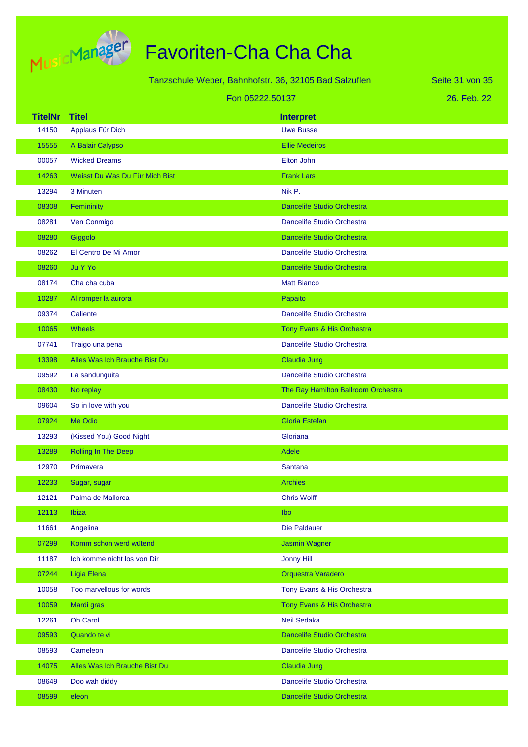# Favoriten-Cha Cha Cha

Tanzschule Weber, Bahnhofstr. 36, 32105 Bad Salzuflen

Fon 05222.50137

26. Feb. 22

| TitelNr | Titel | Interpret |
|---|---|---|
| 14150 | Applaus Für Dich | Uwe Busse |
| 15555 | A Balair Calypso | Ellie Medeiros |
| 00057 | Wicked Dreams | Elton John |
| 14263 | Weisst Du Was Du Für Mich Bist | Frank Lars |
| 13294 | 3 Minuten | Nik P. |
| 08308 | Femininity | Dancelife Studio Orchestra |
| 08281 | Ven Conmigo | Dancelife Studio Orchestra |
| 08280 | Giggolo | Dancelife Studio Orchestra |
| 08262 | El Centro De Mi Amor | Dancelife Studio Orchestra |
| 08260 | Ju Y Yo | Dancelife Studio Orchestra |
| 08174 | Cha cha cuba | Matt Bianco |
| 10287 | Al romper la aurora | Papaito |
| 09374 | Caliente | Dancelife Studio Orchestra |
| 10065 | Wheels | Tony Evans & His Orchestra |
| 07741 | Traigo una pena | Dancelife Studio Orchestra |
| 13398 | Alles Was Ich Brauche Bist Du | Claudia Jung |
| 09592 | La sandunguita | Dancelife Studio Orchestra |
| 08430 | No replay | The Ray Hamilton Ballroom Orchestra |
| 09604 | So in love with you | Dancelife Studio Orchestra |
| 07924 | Me Odio | Gloria Estefan |
| 13293 | (Kissed You) Good Night | Gloriana |
| 13289 | Rolling In The Deep | Adele |
| 12970 | Primavera | Santana |
| 12233 | Sugar, sugar | Archies |
| 12121 | Palma de Mallorca | Chris Wolff |
| 12113 | Ibiza | Ibo |
| 11661 | Angelina | Die Paldauer |
| 07299 | Komm schon werd wütend | Jasmin Wagner |
| 11187 | Ich komme nicht los von Dir | Jonny Hill |
| 07244 | Ligia Elena | Orquestra Varadero |
| 10058 | Too marvellous for words | Tony Evans & His Orchestra |
| 10059 | Mardi gras | Tony Evans & His Orchestra |
| 12261 | Oh Carol | Neil Sedaka |
| 09593 | Quando te vi | Dancelife Studio Orchestra |
| 08593 | Cameleon | Dancelife Studio Orchestra |
| 14075 | Alles Was Ich Brauche Bist Du | Claudia Jung |
| 08649 | Doo wah diddy | Dancelife Studio Orchestra |
| 08599 | eleon | Dancelife Studio Orchestra |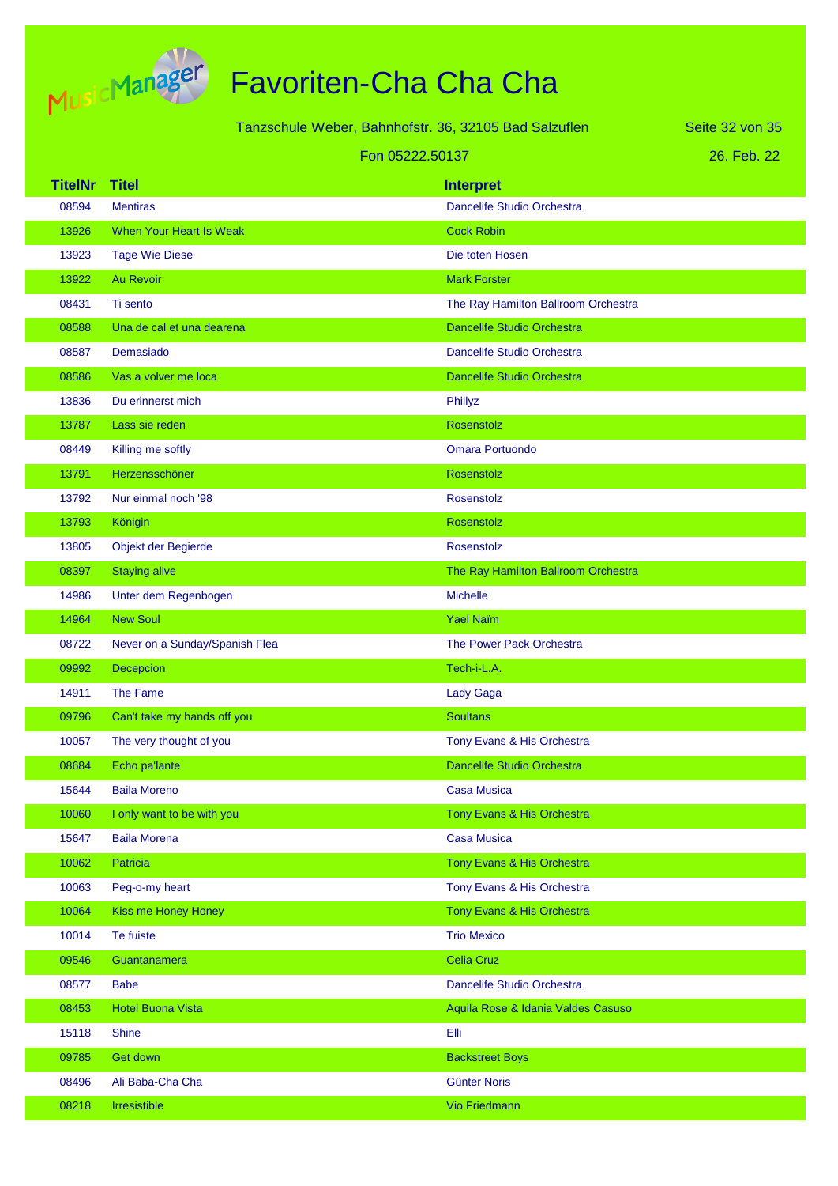# Favoriten-Cha Cha Cha

Tanzschule Weber, Bahnhofstr. 36, 32105 Bad Salzuflen

Fon 05222.50137

26. Feb. 22

| TitelNr | Titel | Interpret |
|---|---|---|
| 08594 | Mentiras | Dancelife Studio Orchestra |
| 13926 | When Your Heart Is Weak | Cock Robin |
| 13923 | Tage Wie Diese | Die toten Hosen |
| 13922 | Au Revoir | Mark Forster |
| 08431 | Ti sento | The Ray Hamilton Ballroom Orchestra |
| 08588 | Una de cal et una dearena | Dancelife Studio Orchestra |
| 08587 | Demasiado | Dancelife Studio Orchestra |
| 08586 | Vas a volver me loca | Dancelife Studio Orchestra |
| 13836 | Du erinnerst mich | Phillyz |
| 13787 | Lass sie reden | Rosenstolz |
| 08449 | Killing me softly | Omara Portuondo |
| 13791 | Herzensschöner | Rosenstolz |
| 13792 | Nur einmal noch '98 | Rosenstolz |
| 13793 | Königin | Rosenstolz |
| 13805 | Objekt der Begierde | Rosenstolz |
| 08397 | Staying alive | The Ray Hamilton Ballroom Orchestra |
| 14986 | Unter dem Regenbogen | Michelle |
| 14964 | New Soul | Yael Naïm |
| 08722 | Never on a Sunday/Spanish Flea | The Power Pack Orchestra |
| 09992 | Decepcion | Tech-i-L.A. |
| 14911 | The Fame | Lady Gaga |
| 09796 | Can't take my hands off you | Soultans |
| 10057 | The very thought of you | Tony Evans & His Orchestra |
| 08684 | Echo pa'lante | Dancelife Studio Orchestra |
| 15644 | Baila Moreno | Casa Musica |
| 10060 | I only want to be with you | Tony Evans & His Orchestra |
| 15647 | Baila Morena | Casa Musica |
| 10062 | Patricia | Tony Evans & His Orchestra |
| 10063 | Peg-o-my heart | Tony Evans & His Orchestra |
| 10064 | Kiss me Honey Honey | Tony Evans & His Orchestra |
| 10014 | Te fuiste | Trio Mexico |
| 09546 | Guantanamera | Celia Cruz |
| 08577 | Babe | Dancelife Studio Orchestra |
| 08453 | Hotel Buona Vista | Aquila Rose & Idania Valdes Casuso |
| 15118 | Shine | Elli |
| 09785 | Get down | Backstreet Boys |
| 08496 | Ali Baba-Cha Cha | Günter Noris |
| 08218 | Irresistible | Vio Friedmann |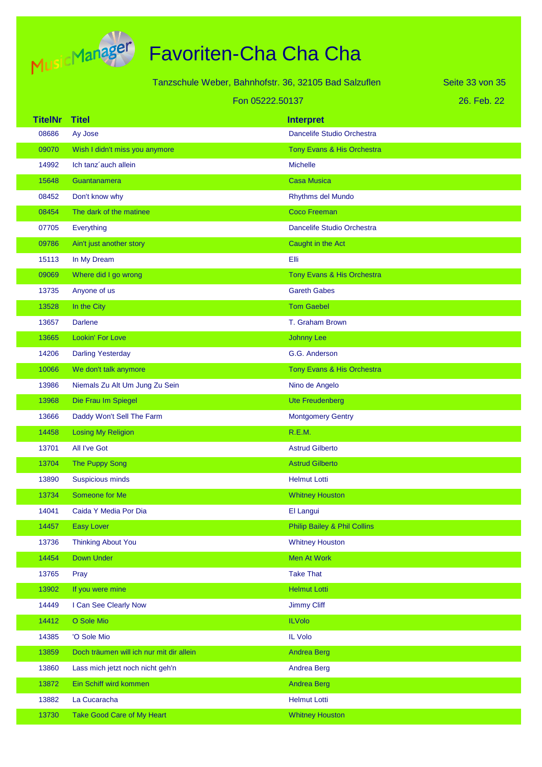# Favoriten-Cha Cha Cha

Tanzschule Weber, Bahnhofstr. 36, 32105 Bad Salzuflen

Fon 05222.50137

26. Feb. 22

| TitelNr | Titel | Interpret |
|---|---|---|
| 08686 | Ay Jose | Dancelife Studio Orchestra |
| 09070 | Wish I didn't miss you anymore | Tony Evans & His Orchestra |
| 14992 | Ich tanz´auch allein | Michelle |
| 15648 | Guantanamera | Casa Musica |
| 08452 | Don't know why | Rhythms del Mundo |
| 08454 | The dark of the matinee | Coco Freeman |
| 07705 | Everything | Dancelife Studio Orchestra |
| 09786 | Ain't just another story | Caught in the Act |
| 15113 | In My Dream | Elli |
| 09069 | Where did I go wrong | Tony Evans & His Orchestra |
| 13735 | Anyone of us | Gareth Gabes |
| 13528 | In the City | Tom Gaebel |
| 13657 | Darlene | T. Graham Brown |
| 13665 | Lookin' For Love | Johnny Lee |
| 14206 | Darling Yesterday | G.G. Anderson |
| 10066 | We don't talk anymore | Tony Evans & His Orchestra |
| 13986 | Niemals Zu Alt Um Jung Zu Sein | Nino de Angelo |
| 13968 | Die Frau Im Spiegel | Ute Freudenberg |
| 13666 | Daddy Won't Sell The Farm | Montgomery Gentry |
| 14458 | Losing My Religion | R.E.M. |
| 13701 | All I've Got | Astrud Gilberto |
| 13704 | The Puppy Song | Astrud Gilberto |
| 13890 | Suspicious minds | Helmut Lotti |
| 13734 | Someone for Me | Whitney Houston |
| 14041 | Caida Y Media Por Dia | El Langui |
| 14457 | Easy Lover | Philip Bailey & Phil Collins |
| 13736 | Thinking About You | Whitney Houston |
| 14454 | Down Under | Men At Work |
| 13765 | Pray | Take That |
| 13902 | If you were mine | Helmut Lotti |
| 14449 | I Can See Clearly Now | Jimmy Cliff |
| 14412 | O Sole Mio | ILVolo |
| 14385 | 'O Sole Mio | IL Volo |
| 13859 | Doch träumen will ich nur mit dir allein | Andrea Berg |
| 13860 | Lass mich jetzt noch nicht geh'n | Andrea Berg |
| 13872 | Ein Schiff wird kommen | Andrea Berg |
| 13882 | La Cucaracha | Helmut Lotti |
| 13730 | Take Good Care of My Heart | Whitney Houston |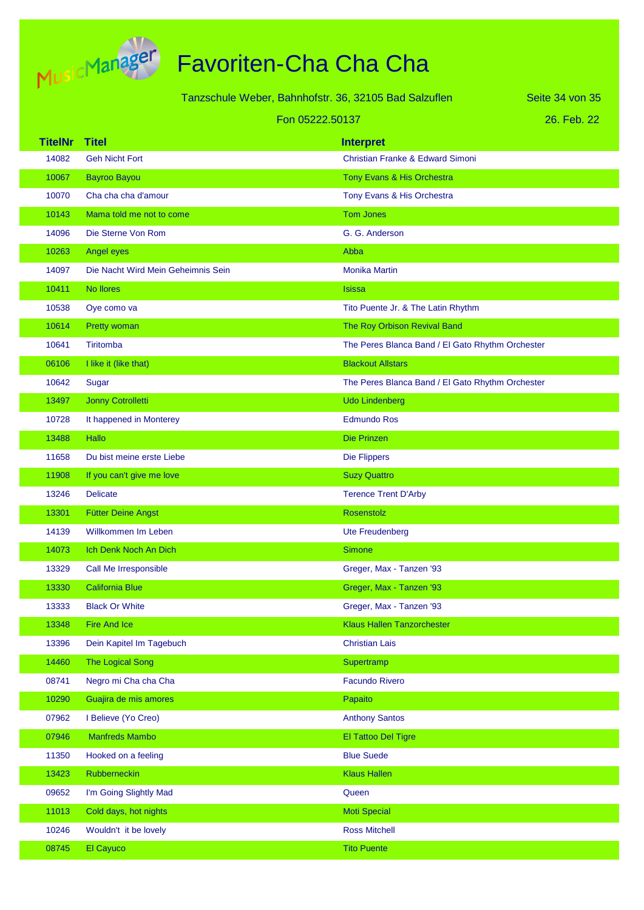# Favoriten-Cha Cha Cha

Tanzschule Weber, Bahnhofstr. 36, 32105 Bad Salzuflen

Fon 05222.50137

26. Feb. 22

| TitelNr | Titel | Interpret |
|---|---|---|
| 14082 | Geh Nicht Fort | Christian Franke & Edward Simoni |
| 10067 | Bayroo Bayou | Tony Evans & His Orchestra |
| 10070 | Cha cha cha d'amour | Tony Evans & His Orchestra |
| 10143 | Mama told me not to come | Tom Jones |
| 14096 | Die Sterne Von Rom | G. G. Anderson |
| 10263 | Angel eyes | Abba |
| 14097 | Die Nacht Wird Mein Geheimnis Sein | Monika Martin |
| 10411 | No llores | Isissa |
| 10538 | Oye como va | Tito Puente Jr. & The Latin Rhythm |
| 10614 | Pretty woman | The Roy Orbison Revival Band |
| 10641 | Tiritomba | The Peres Blanca Band / El Gato Rhythm Orchester |
| 06106 | I like it (like that) | Blackout Allstars |
| 10642 | Sugar | The Peres Blanca Band / El Gato Rhythm Orchester |
| 13497 | Jonny Cotrolletti | Udo Lindenberg |
| 10728 | It happened in Monterey | Edmundo Ros |
| 13488 | Hallo | Die Prinzen |
| 11658 | Du bist meine erste Liebe | Die Flippers |
| 11908 | If you can't give me love | Suzy Quattro |
| 13246 | Delicate | Terence Trent D'Arby |
| 13301 | Fütter Deine Angst | Rosenstolz |
| 14139 | Willkommen Im Leben | Ute Freudenberg |
| 14073 | Ich Denk Noch An Dich | Simone |
| 13329 | Call Me Irresponsible | Greger, Max - Tanzen '93 |
| 13330 | California Blue | Greger, Max - Tanzen '93 |
| 13333 | Black Or White | Greger, Max - Tanzen '93 |
| 13348 | Fire And Ice | Klaus Hallen Tanzorchester |
| 13396 | Dein Kapitel Im Tagebuch | Christian Lais |
| 14460 | The Logical Song | Supertramp |
| 08741 | Negro mi Cha cha Cha | Facundo Rivero |
| 10290 | Guajira de mis amores | Papaito |
| 07962 | I Believe (Yo Creo) | Anthony Santos |
| 07946 | Manfreds Mambo | El Tattoo Del Tigre |
| 11350 | Hooked on a feeling | Blue Suede |
| 13423 | Rubberneckin | Klaus Hallen |
| 09652 | I'm Going Slightly Mad | Queen |
| 11013 | Cold days, hot nights | Moti Special |
| 10246 | Wouldn't it be lovely | Ross Mitchell |
| 08745 | El Cayuco | Tito Puente |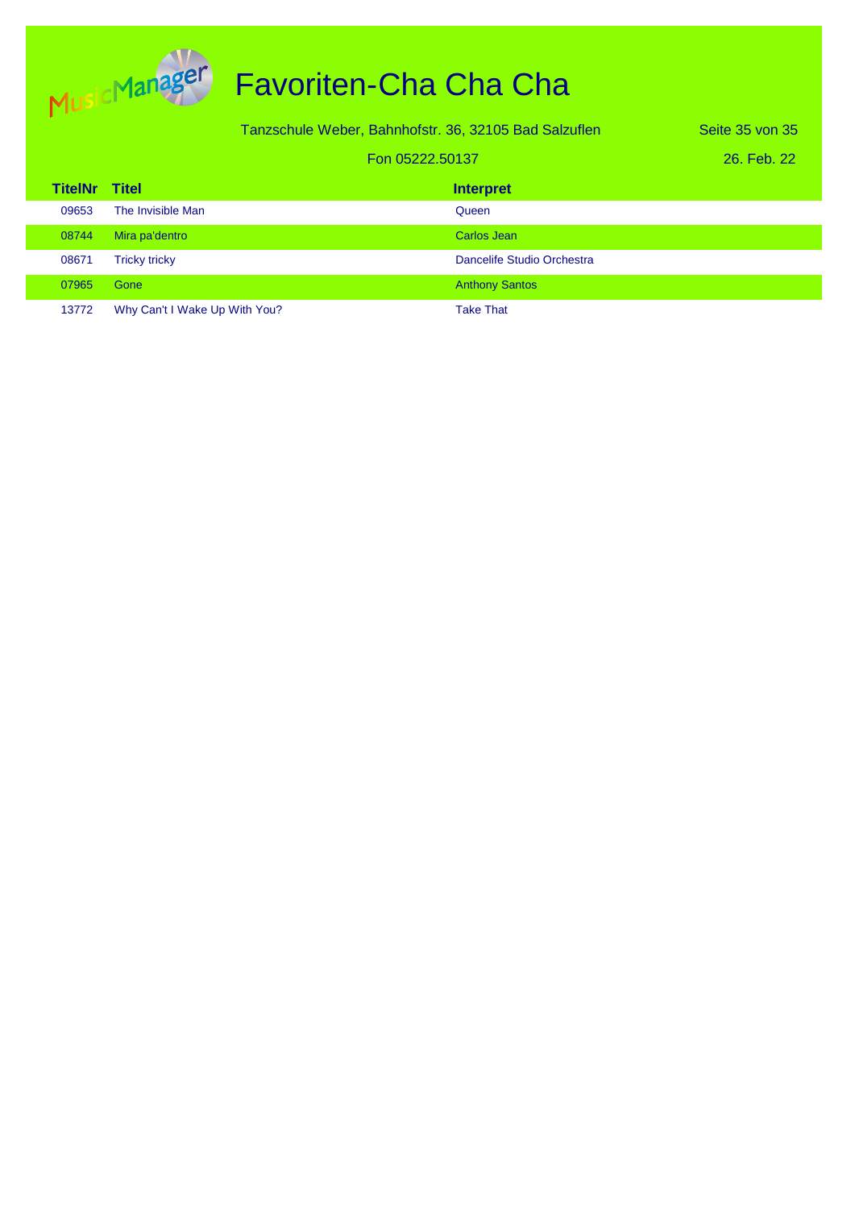| TitelNr | Titel | Interpret |
|---|---|---|
| 09653 | The Invisible Man | Queen |
| 08744 | Mira pa'dentro | Carlos Jean |
| 08671 | Tricky tricky | Dancelife Studio Orchestra |
| 07965 | Gone | Anthony Santos |
| 13772 | Why Can't I Wake Up With You? | Take That |